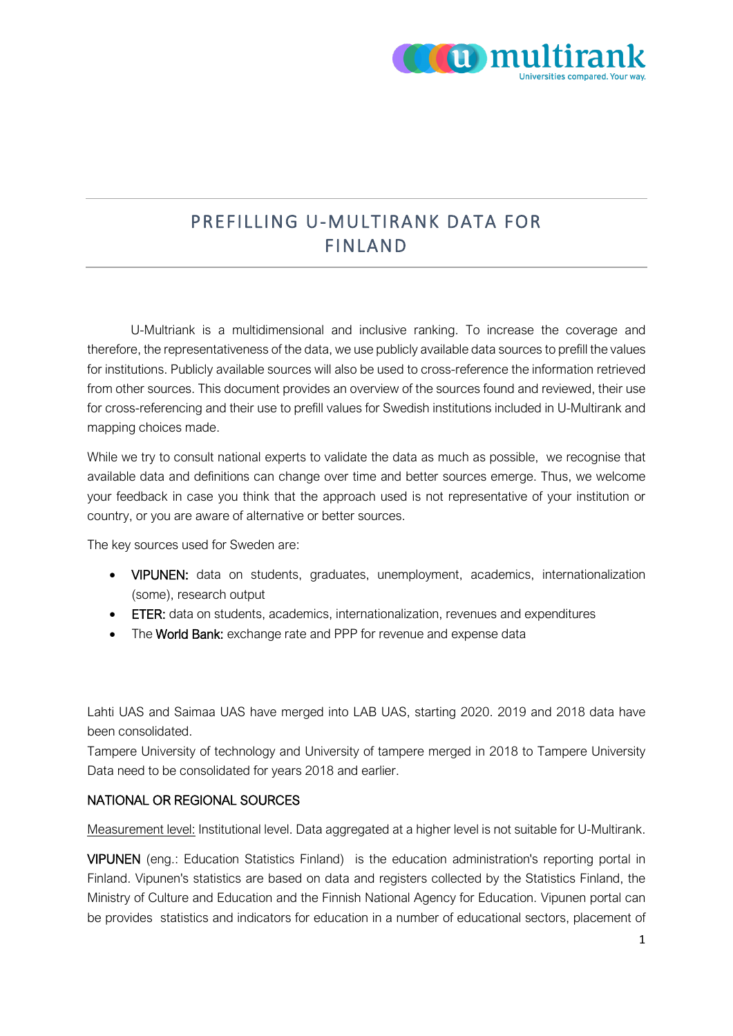# PREFILLING U-MULTIRANK DATA FOR FINLAND

U-Multriank is a multidimensional and inclusive ranking. To increase the coverage and therefore, the representativeness of the data, we use publicly available data sources to prefill the values for institutions. Publicly available sources will also be used to cross-reference the information retrieved from other sources. This document provides an overview of the sources found and reviewed, their use for cross-referencing and their use to prefill values for Swedish institutions included in U-Multirank and mapping choices made.

While we try to consult national experts to validate the data as much as possible, we recognise that available data and definitions can change over time and better sources emerge. Thus, we welcome your feedback in case you think that the approach used is not representative of your institution or country, or you are aware of alternative or better sources.

The key sources used for Sweden are:

- **VIPUNEN:** data on students, graduates, unemployment, academics, internationalization (some), research output
- **ETER:** data on students, academics, internationalization, revenues and expenditures
- The **World Bank:** exchange rate and PPP for revenue and expense data

Lahti UAS and Saimaa UAS have merged into LAB UAS, starting 2020. 2019 and 2018 data have been consolidated.
Tampere University of technology and University of tampere merged in 2018 to Tampere University Data need to be consolidated for years 2018 and earlier.

## NATIONAL OR REGIONAL SOURCES

Measurement level: Institutional level. Data aggregated at a higher level is not suitable for U-Multirank.

**VIPUNEN** (eng.: Education Statistics Finland) is the education administration's reporting portal in Finland. Vipunen's statistics are based on data and registers collected by the Statistics Finland, the Ministry of Culture and Education and the Finnish National Agency for Education. Vipunen portal can be provides statistics and indicators for education in a number of educational sectors, placement of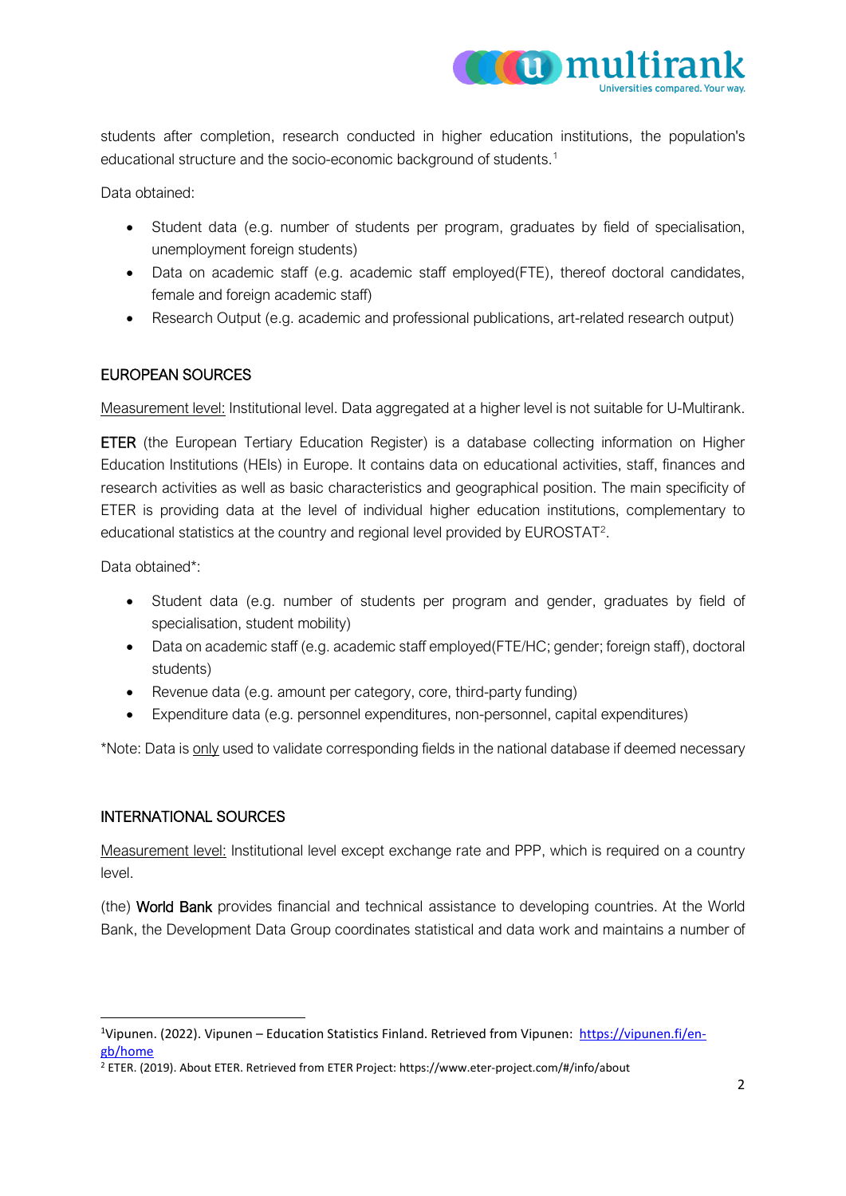students after completion, research conducted in higher education institutions, the population's educational structure and the socio-economic background of students.[1]

Data obtained:

- Student data (e.g. number of students per program, graduates by field of specialisation, unemployment foreign students)
- Data on academic staff (e.g. academic staff employed(FTE), thereof doctoral candidates, female and foreign academic staff)
- Research Output (e.g. academic and professional publications, art-related research output)

## EUROPEAN SOURCES

Measurement level: Institutional level. Data aggregated at a higher level is not suitable for U-Multirank.

**ETER** (the European Tertiary Education Register) is a database collecting information on Higher Education Institutions (HEIs) in Europe. It contains data on educational activities, staff, finances and research activities as well as basic characteristics and geographical position. The main specificity of ETER is providing data at the level of individual higher education institutions, complementary to educational statistics at the country and regional level provided by EUROSTAT[2].

Data obtained*:

- Student data (e.g. number of students per program and gender, graduates by field of specialisation, student mobility)
- Data on academic staff (e.g. academic staff employed(FTE/HC; gender; foreign staff), doctoral students)
- Revenue data (e.g. amount per category, core, third-party funding)
- Expenditure data (e.g. personnel expenditures, non-personnel, capital expenditures)

*Note: Data is only used to validate corresponding fields in the national database if deemed necessary

## INTERNATIONAL SOURCES

Measurement level: Institutional level except exchange rate and PPP, which is required on a country level.

(the) **World Bank** provides financial and technical assistance to developing countries. At the World Bank, the Development Data Group coordinates statistical and data work and maintains a number of

---

[1] Vipunen. (2022). Vipunen – Education Statistics Finland. Retrieved from Vipunen: https://vipunen.fi/en-gb/home

[2] ETER. (2019). About ETER. Retrieved from ETER Project: https://www.eter-project.com/#/info/about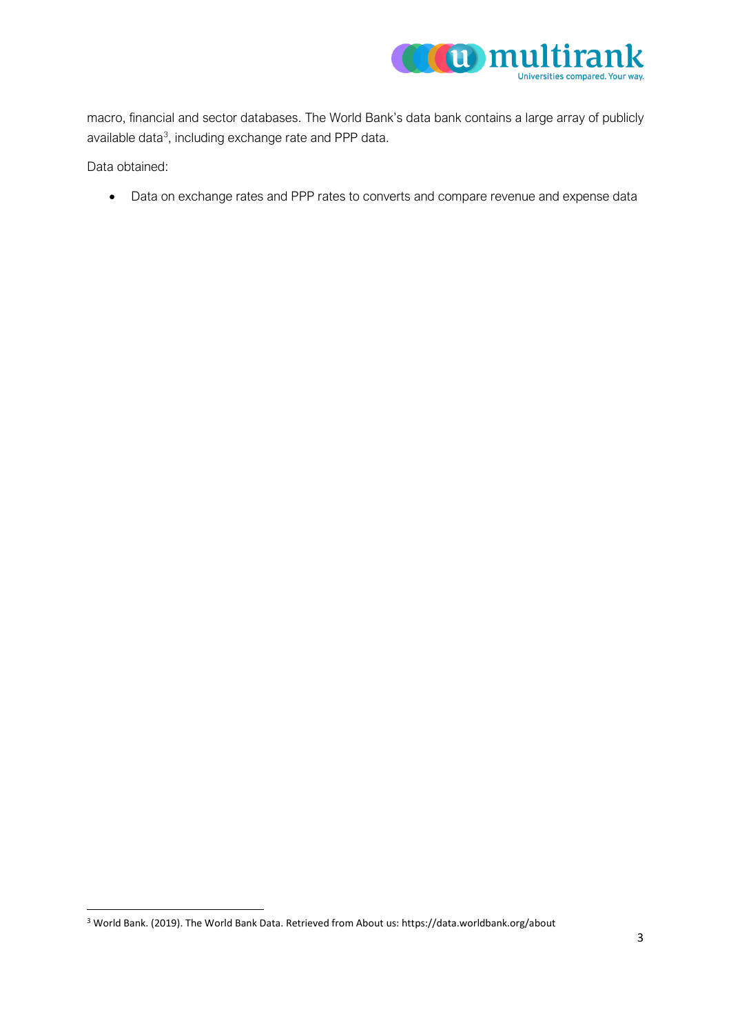macro, financial and sector databases. The World Bank's data bank contains a large array of publicly available data[3], including exchange rate and PPP data.

Data obtained:

- Data on exchange rates and PPP rates to converts and compare revenue and expense data

[3] World Bank. (2019). The World Bank Data. Retrieved from About us: https://data.worldbank.org/about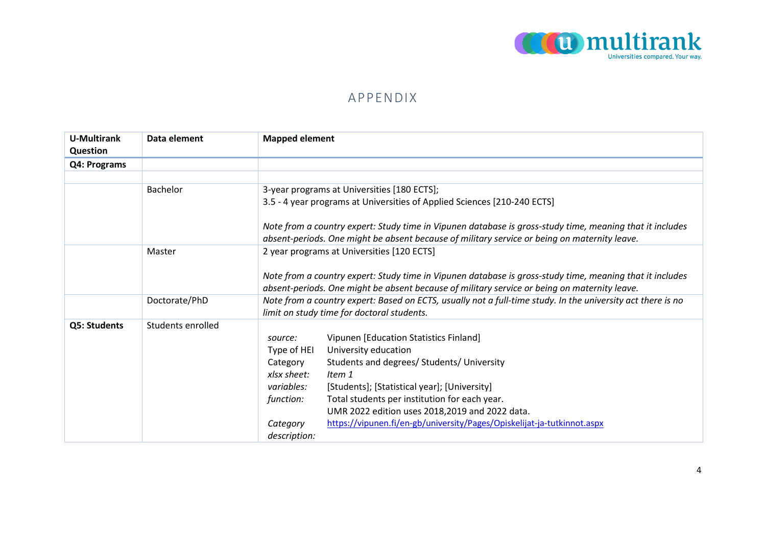# APPENDIX

| U-Multirank Question | Data element | Mapped element |
|---|---|---|
| **Q4: Programs** | | |
| | | |
| | Bachelor | 3-year programs at Universities [180 ECTS];<br>3.5 - 4 year programs at Universities of Applied Sciences [210-240 ECTS]<br><br>*Note from a country expert: Study time in Vipunen database is gross-study time, meaning that it includes absent-periods. One might be absent because of military service or being on maternity leave.* |
| | Master | 2 year programs at Universities [120 ECTS]<br><br>*Note from a country expert: Study time in Vipunen database is gross-study time, meaning that it includes absent-periods. One might be absent because of military service or being on maternity leave.* |
| | Doctorate/PhD | *Note from a country expert: Based on ECTS, usually not a full-time study. In the university act there is no limit on study time for doctoral students.* |
| **Q5: Students** | Students enrolled | *source:* Vipunen [Education Statistics Finland]<br>Type of HEI: University education<br>Category: Students and degrees/ Students/ University<br>*xlsx sheet:* *Item 1*<br>*variables:* [Students]; [Statistical year]; [University]<br>*function:* Total students per institution for each year. UMR 2022 edition uses 2018,2019 and 2022 data.<br>*Category description:* https://vipunen.fi/en-gb/university/Pages/Opiskelijat-ja-tutkinnot.aspx |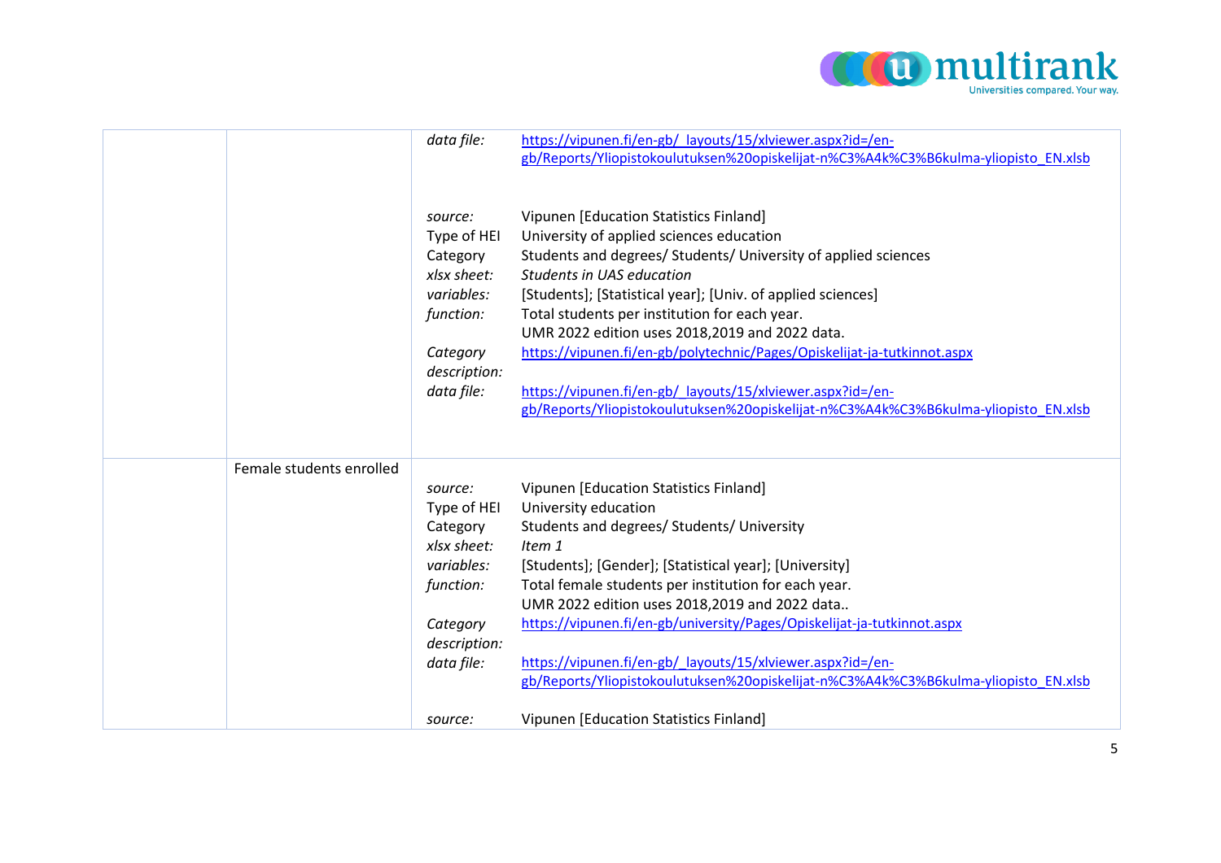| | | | |
|---|---|---|---|
| | | *data file:* | https://vipunen.fi/en-gb/_layouts/15/xlviewer.aspx?id=/en-gb/Reports/Yliopistokoulutuksen%20opiskelijat-n%C3%A4k%C3%B6kulma-yliopisto_EN.xlsb |
| | | *source:* | Vipunen [Education Statistics Finland] |
| | | Type of HEI | University of applied sciences education |
| | | Category | Students and degrees/ Students/ University of applied sciences |
| | | *xlsx sheet:* | *Students in UAS education* |
| | | *variables:* | [Students]; [Statistical year]; [Univ. of applied sciences] |
| | | *function:* | Total students per institution for each year.<br>UMR 2022 edition uses 2018,2019 and 2022 data. |
| | | *Category description:* | https://vipunen.fi/en-gb/polytechnic/Pages/Opiskelijat-ja-tutkinnot.aspx |
| | | *data file:* | https://vipunen.fi/en-gb/_layouts/15/xlviewer.aspx?id=/en-gb/Reports/Yliopistokoulutuksen%20opiskelijat-n%C3%A4k%C3%B6kulma-yliopisto_EN.xlsb |
| | Female students enrolled | *source:* | Vipunen [Education Statistics Finland] |
| | | Type of HEI | University education |
| | | Category | Students and degrees/ Students/ University |
| | | *xlsx sheet:* | *Item 1* |
| | | *variables:* | [Students]; [Gender]; [Statistical year]; [University] |
| | | *function:* | Total female students per institution for each year.<br>UMR 2022 edition uses 2018,2019 and 2022 data.. |
| | | *Category description:* | https://vipunen.fi/en-gb/university/Pages/Opiskelijat-ja-tutkinnot.aspx |
| | | *data file:* | https://vipunen.fi/en-gb/_layouts/15/xlviewer.aspx?id=/en-gb/Reports/Yliopistokoulutuksen%20opiskelijat-n%C3%A4k%C3%B6kulma-yliopisto_EN.xlsb |
| | | *source:* | Vipunen [Education Statistics Finland] |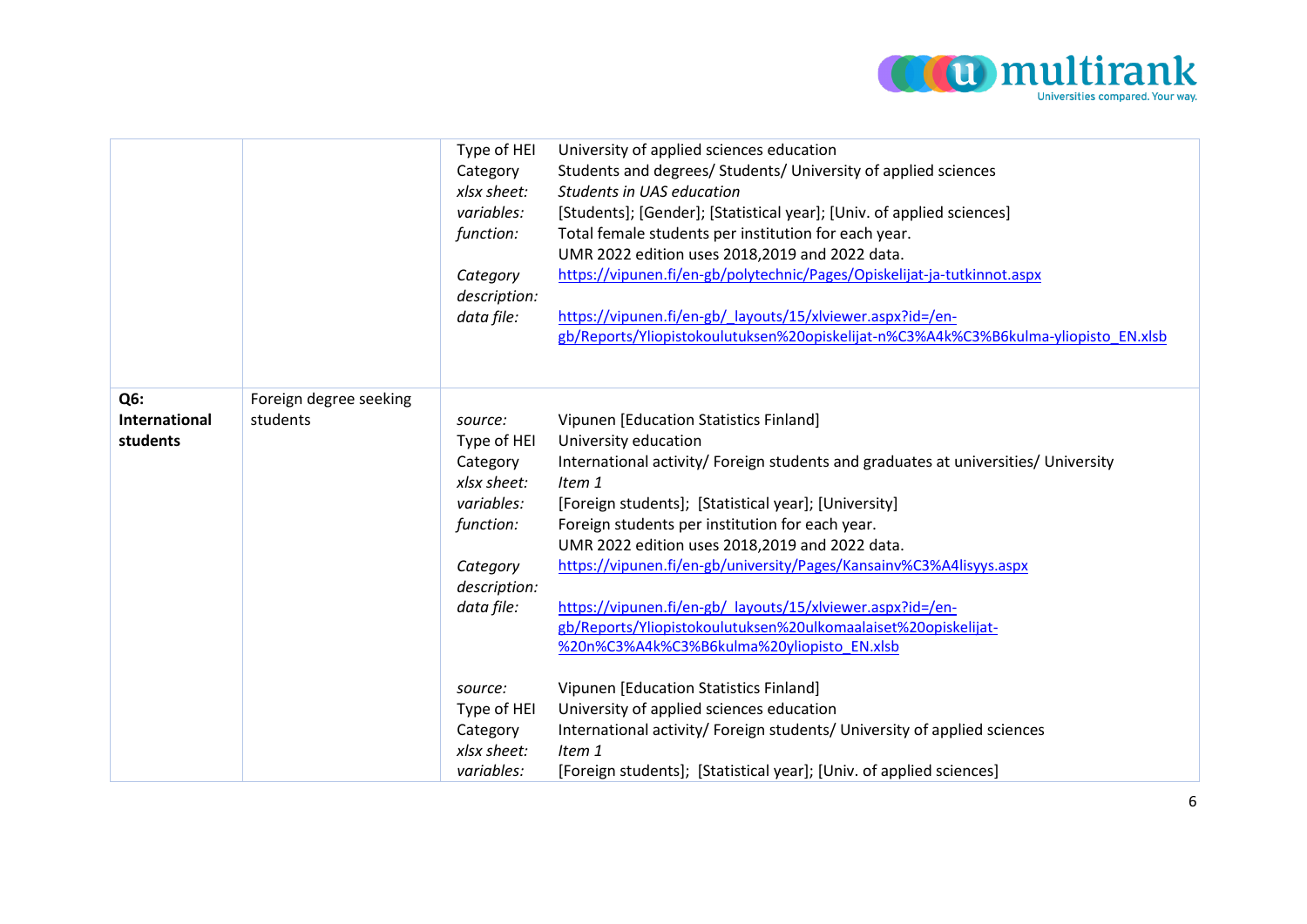| | | | |
|---|---|---|---|
| | | Type of HEI<br>Category<br>*xlsx sheet:*<br>*variables:*<br>*function:*<br><br>*Category description:*<br>*data file:* | University of applied sciences education<br>Students and degrees/ Students/ University of applied sciences<br>*Students in UAS education*<br>[Students]; [Gender]; [Statistical year]; [Univ. of applied sciences]<br>Total female students per institution for each year.<br>UMR 2022 edition uses 2018,2019 and 2022 data.<br>https://vipunen.fi/en-gb/polytechnic/Pages/Opiskelijat-ja-tutkinnot.aspx<br><br>https://vipunen.fi/en-gb/_layouts/15/xlviewer.aspx?id=/en-gb/Reports/Yliopistokoulutuksen%20opiskelijat-n%C3%A4k%C3%B6kulma-yliopisto_EN.xlsb |
| **Q6: International students** | Foreign degree seeking students | *source:*<br>Type of HEI<br>Category<br>*xlsx sheet:*<br>*variables:*<br>*function:*<br><br>*Category description:*<br>*data file:*<br><br><br>*source:*<br>Type of HEI<br>Category<br>*xlsx sheet:*<br>*variables:* | Vipunen [Education Statistics Finland]<br>University education<br>International activity/ Foreign students and graduates at universities/ University<br>*Item 1*<br>[Foreign students]; [Statistical year]; [University]<br>Foreign students per institution for each year.<br>UMR 2022 edition uses 2018,2019 and 2022 data.<br>https://vipunen.fi/en-gb/university/Pages/Kansainv%C3%A4lisyys.aspx<br><br>https://vipunen.fi/en-gb/_layouts/15/xlviewer.aspx?id=/en-gb/Reports/Yliopistokoulutuksen%20ulkomaalaiset%20opiskelijat-%20n%C3%A4k%C3%B6kulma%20yliopisto_EN.xlsb<br><br>Vipunen [Education Statistics Finland]<br>University of applied sciences education<br>International activity/ Foreign students/ University of applied sciences<br>*Item 1*<br>[Foreign students]; [Statistical year]; [Univ. of applied sciences] |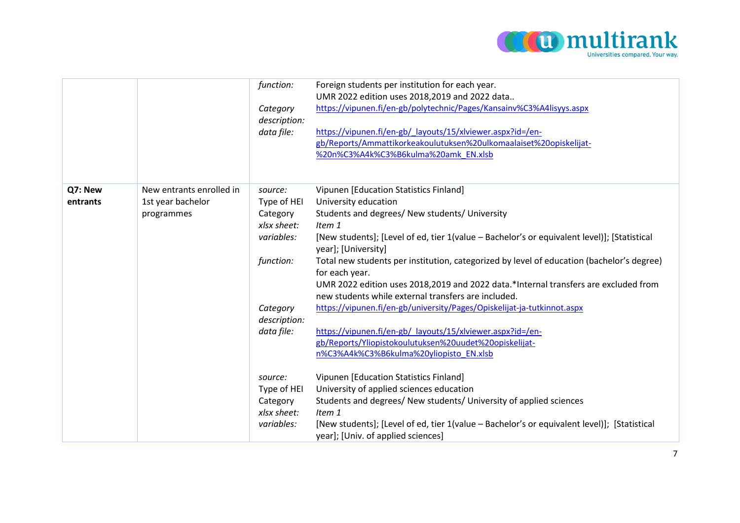| | | | |
|---|---|---|---|
| | | *function:* | Foreign students per institution for each year.<br>UMR 2022 edition uses 2018,2019 and 2022 data.. |
| | | *Category description:* | https://vipunen.fi/en-gb/polytechnic/Pages/Kansainv%C3%A4lisyys.aspx |
| | | *data file:* | https://vipunen.fi/en-gb/_layouts/15/xlviewer.aspx?id=/en-gb/Reports/Ammattikorkeakoulutuksen%20ulkomaalaiset%20opiskelijat-%20n%C3%A4k%C3%B6kulma%20amk_EN.xlsb |
| **Q7: New entrants** | New entrants enrolled in 1st year bachelor programmes | *source:* | Vipunen [Education Statistics Finland] |
| | | Type of HEI | University education |
| | | Category | Students and degrees/ New students/ University |
| | | *xlsx sheet:* | *Item 1* |
| | | *variables:* | [New students]; [Level of ed, tier 1(value – Bachelor's or equivalent level)]; [Statistical year]; [University] |
| | | *function:* | Total new students per institution, categorized by level of education (bachelor's degree) for each year.<br>UMR 2022 edition uses 2018,2019 and 2022 data.*Internal transfers are excluded from new students while external transfers are included. |
| | | *Category description:* | https://vipunen.fi/en-gb/university/Pages/Opiskelijat-ja-tutkinnot.aspx |
| | | *data file:* | https://vipunen.fi/en-gb/_layouts/15/xlviewer.aspx?id=/en-gb/Reports/Yliopistokoulutuksen%20uudet%20opiskelijat-n%C3%A4k%C3%B6kulma%20yliopisto_EN.xlsb |
| | | *source:* | Vipunen [Education Statistics Finland] |
| | | Type of HEI | University of applied sciences education |
| | | Category | Students and degrees/ New students/ University of applied sciences |
| | | *xlsx sheet:* | *Item 1* |
| | | *variables:* | [New students]; [Level of ed, tier 1(value – Bachelor's or equivalent level)]; [Statistical year]; [Univ. of applied sciences] |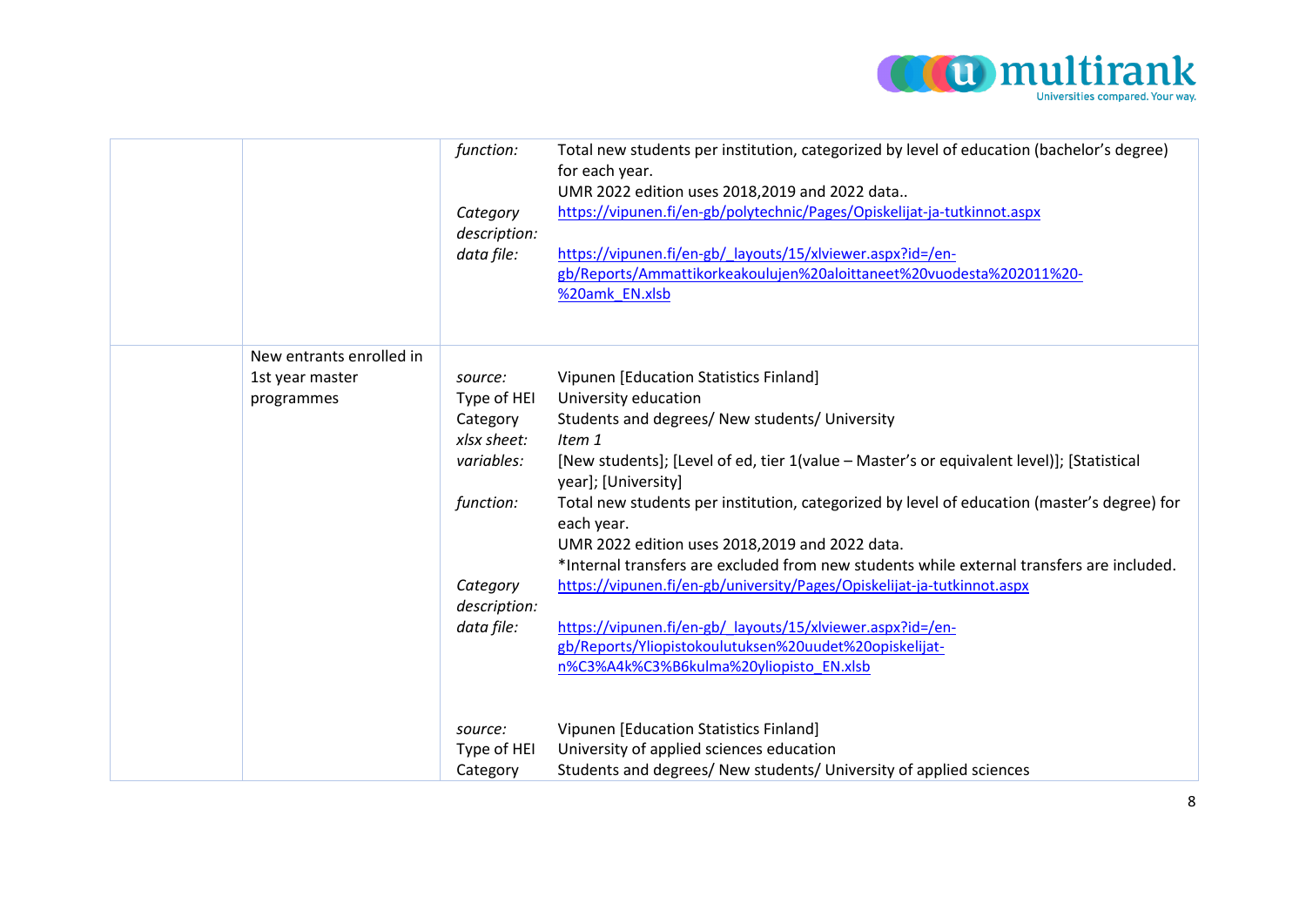| | | | |
|---|---|---|---|
| | | *function:*<br><br><br>*Category description:*<br>*data file:* | Total new students per institution, categorized by level of education (bachelor's degree) for each year.<br>UMR 2022 edition uses 2018,2019 and 2022 data..<br>https://vipunen.fi/en-gb/polytechnic/Pages/Opiskelijat-ja-tutkinnot.aspx<br><br>https://vipunen.fi/en-gb/_layouts/15/xlviewer.aspx?id=/en-gb/Reports/Ammattikorkeakoulujen%20aloittaneet%20vuodesta%202011%20-%20amk_EN.xlsb |
| | New entrants enrolled in 1st year master programmes | *source:*<br>Type of HEI<br>Category<br>*xlsx sheet:*<br>*variables:*<br><br>*function:*<br><br><br><br>*Category description:*<br>*data file:*<br><br><br>*source:*<br>Type of HEI<br>Category | Vipunen [Education Statistics Finland]<br>University education<br>Students and degrees/ New students/ University<br>*Item 1*<br>[New students]; [Level of ed, tier 1(value – Master's or equivalent level)]; [Statistical year]; [University]<br>Total new students per institution, categorized by level of education (master's degree) for each year.<br>UMR 2022 edition uses 2018,2019 and 2022 data.<br>*Internal transfers are excluded from new students while external transfers are included.<br>https://vipunen.fi/en-gb/university/Pages/Opiskelijat-ja-tutkinnot.aspx<br><br>https://vipunen.fi/en-gb/_layouts/15/xlviewer.aspx?id=/en-gb/Reports/Yliopistokoulutuksen%20uudet%20opiskelijat-n%C3%A4k%C3%B6kulma%20yliopisto_EN.xlsb<br><br>Vipunen [Education Statistics Finland]<br>University of applied sciences education<br>Students and degrees/ New students/ University of applied sciences |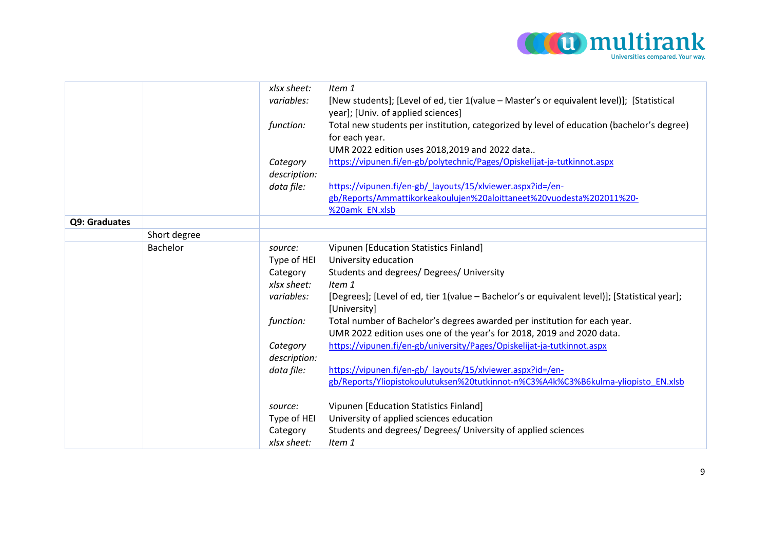| | | | |
|---|---|---|---|
| | | *xlsx sheet:* | *Item 1* |
| | | *variables:* | [New students]; [Level of ed, tier 1(value – Master's or equivalent level)]; [Statistical year]; [Univ. of applied sciences] |
| | | *function:* | Total new students per institution, categorized by level of education (bachelor's degree) for each year.<br>UMR 2022 edition uses 2018,2019 and 2022 data.. |
| | | *Category description:* | https://vipunen.fi/en-gb/polytechnic/Pages/Opiskelijat-ja-tutkinnot.aspx |
| | | *data file:* | https://vipunen.fi/en-gb/_layouts/15/xlviewer.aspx?id=/en-gb/Reports/Ammattikorkeakoulujen%20aloittaneet%20vuodesta%202011%20-%20amk_EN.xlsb |
| **Q9: Graduates** | | | |
| | Short degree | | |
| | Bachelor | *source:* | Vipunen [Education Statistics Finland] |
| | | Type of HEI | University education |
| | | Category | Students and degrees/ Degrees/ University |
| | | *xlsx sheet:* | *Item 1* |
| | | *variables:* | [Degrees]; [Level of ed, tier 1(value – Bachelor's or equivalent level)]; [Statistical year]; [University] |
| | | *function:* | Total number of Bachelor's degrees awarded per institution for each year.<br>UMR 2022 edition uses one of the year's for 2018, 2019 and 2020 data. |
| | | *Category description:* | https://vipunen.fi/en-gb/university/Pages/Opiskelijat-ja-tutkinnot.aspx |
| | | *data file:* | https://vipunen.fi/en-gb/_layouts/15/xlviewer.aspx?id=/en-gb/Reports/Yliopistokoulutuksen%20tutkinnot-n%C3%A4k%C3%B6kulma-yliopisto_EN.xlsb |
| | | *source:* | Vipunen [Education Statistics Finland] |
| | | Type of HEI | University of applied sciences education |
| | | Category | Students and degrees/ Degrees/ University of applied sciences |
| | | *xlsx sheet:* | *Item 1* |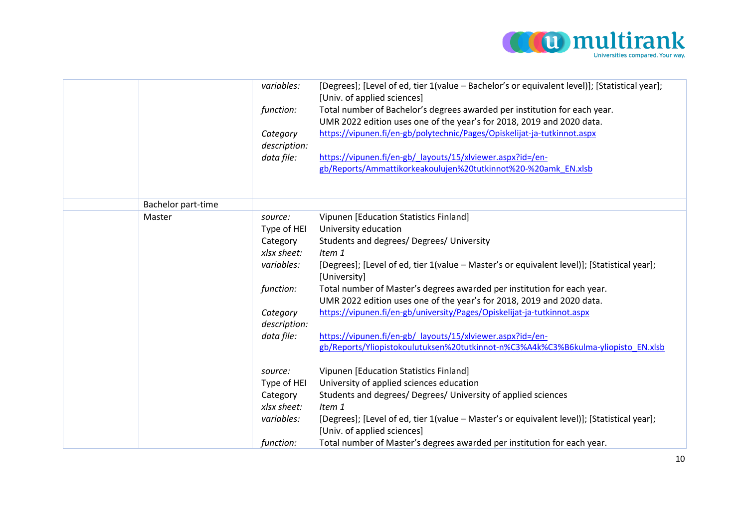| | | | |
|---|---|---|---|
| | | *variables:* | [Degrees]; [Level of ed, tier 1(value – Bachelor's or equivalent level)]; [Statistical year]; [Univ. of applied sciences] |
| | | *function:* | Total number of Bachelor's degrees awarded per institution for each year. UMR 2022 edition uses one of the year's for 2018, 2019 and 2020 data. |
| | | *Category description:* | https://vipunen.fi/en-gb/polytechnic/Pages/Opiskelijat-ja-tutkinnot.aspx |
| | | *data file:* | https://vipunen.fi/en-gb/_layouts/15/xlviewer.aspx?id=/en-gb/Reports/Ammattikorkeakoulujen%20tutkinnot%20-%20amk_EN.xlsb |
| | Bachelor part-time | | |
| | Master | *source:* | Vipunen [Education Statistics Finland] |
| | | Type of HEI | University education |
| | | Category | Students and degrees/ Degrees/ University |
| | | *xlsx sheet:* | *Item 1* |
| | | *variables:* | [Degrees]; [Level of ed, tier 1(value – Master's or equivalent level)]; [Statistical year]; [University] |
| | | *function:* | Total number of Master's degrees awarded per institution for each year. UMR 2022 edition uses one of the year's for 2018, 2019 and 2020 data. |
| | | *Category description:* | https://vipunen.fi/en-gb/university/Pages/Opiskelijat-ja-tutkinnot.aspx |
| | | *data file:* | https://vipunen.fi/en-gb/_layouts/15/xlviewer.aspx?id=/en-gb/Reports/Yliopistokoulutuksen%20tutkinnot-n%C3%A4k%C3%B6kulma-yliopisto_EN.xlsb |
| | | *source:* | Vipunen [Education Statistics Finland] |
| | | Type of HEI | University of applied sciences education |
| | | Category | Students and degrees/ Degrees/ University of applied sciences |
| | | *xlsx sheet:* | *Item 1* |
| | | *variables:* | [Degrees]; [Level of ed, tier 1(value – Master's or equivalent level)]; [Statistical year]; [Univ. of applied sciences] |
| | | *function:* | Total number of Master's degrees awarded per institution for each year. |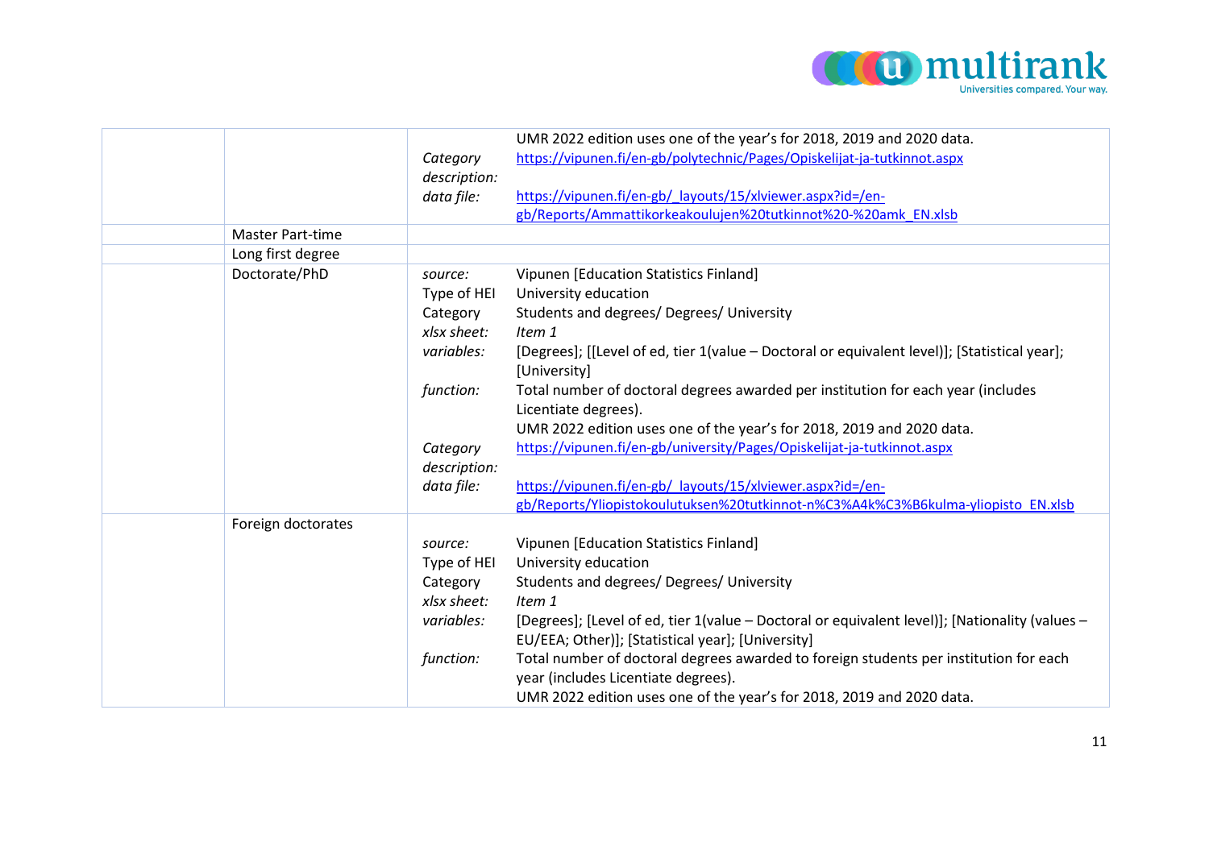|  |  |  |  |
|---|---|---|---|
|  |  |  | UMR 2022 edition uses one of the year's for 2018, 2019 and 2020 data. |
|  |  | *Category description:* | https://vipunen.fi/en-gb/polytechnic/Pages/Opiskelijat-ja-tutkinnot.aspx |
|  |  | *data file:* | https://vipunen.fi/en-gb/_layouts/15/xlviewer.aspx?id=/en-gb/Reports/Ammattikorkeakoulujen%20tutkinnot%20-%20amk_EN.xlsb |
|  | Master Part-time |  |  |
|  | Long first degree |  |  |
|  | Doctorate/PhD | *source:* | Vipunen [Education Statistics Finland] |
|  |  | Type of HEI | University education |
|  |  | Category | Students and degrees/ Degrees/ University |
|  |  | *xlsx sheet:* | *Item 1* |
|  |  | *variables:* | [Degrees]; [[Level of ed, tier 1(value – Doctoral or equivalent level)]; [Statistical year]; [University] |
|  |  | *function:* | Total number of doctoral degrees awarded per institution for each year (includes Licentiate degrees). UMR 2022 edition uses one of the year's for 2018, 2019 and 2020 data. |
|  |  | *Category description:* | https://vipunen.fi/en-gb/university/Pages/Opiskelijat-ja-tutkinnot.aspx |
|  |  | *data file:* | https://vipunen.fi/en-gb/_layouts/15/xlviewer.aspx?id=/en-gb/Reports/Yliopistokoulutuksen%20tutkinnot-n%C3%A4k%C3%B6kulma-yliopisto_EN.xlsb |
|  | Foreign doctorates | *source:* | Vipunen [Education Statistics Finland] |
|  |  | Type of HEI | University education |
|  |  | Category | Students and degrees/ Degrees/ University |
|  |  | *xlsx sheet:* | *Item 1* |
|  |  | *variables:* | [Degrees]; [Level of ed, tier 1(value – Doctoral or equivalent level)]; [Nationality (values – EU/EEA; Other)]; [Statistical year]; [University] |
|  |  | *function:* | Total number of doctoral degrees awarded to foreign students per institution for each year (includes Licentiate degrees). UMR 2022 edition uses one of the year's for 2018, 2019 and 2020 data. |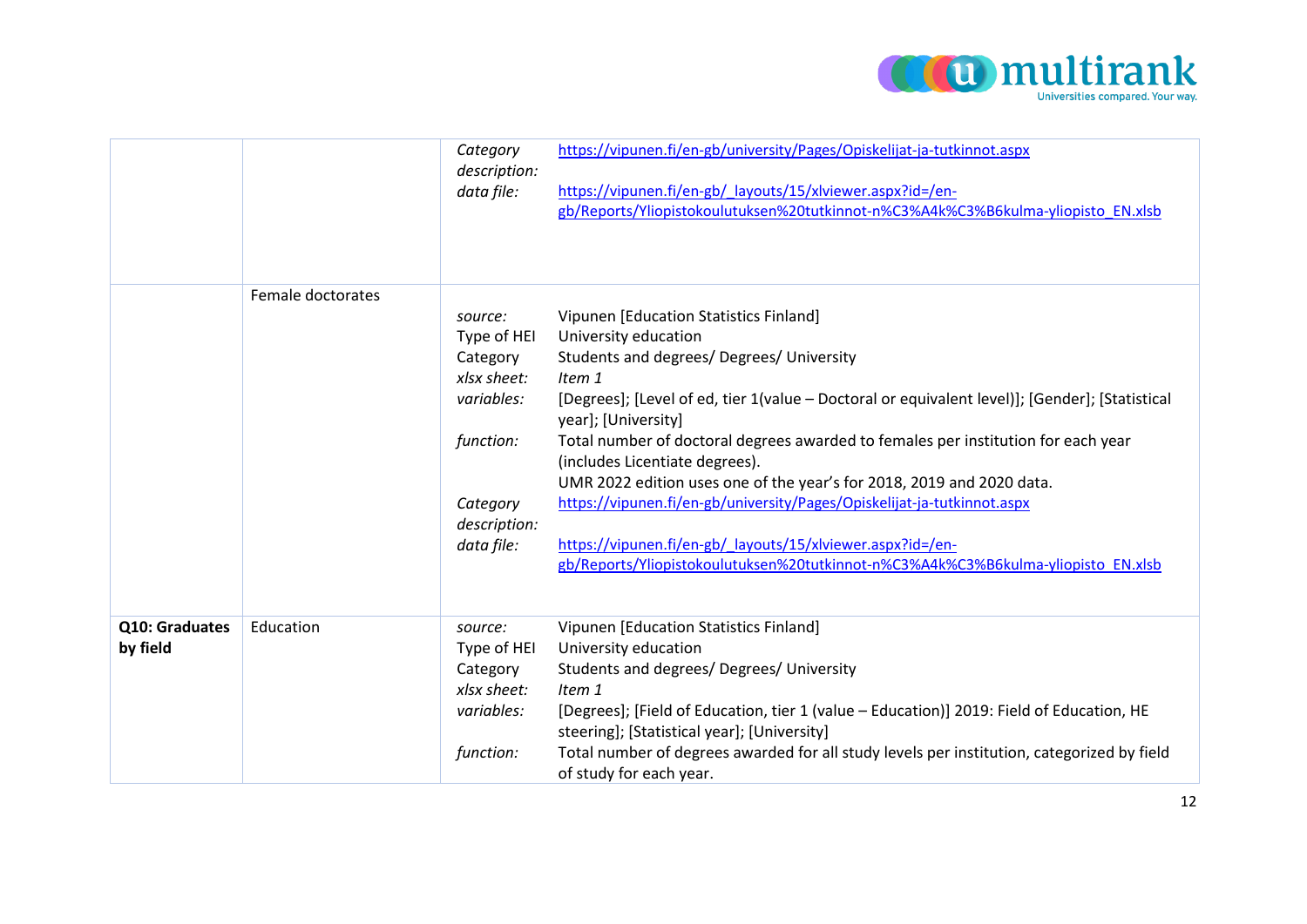| | | | |
|---|---|---|---|
| | | *Category description:* | https://vipunen.fi/en-gb/university/Pages/Opiskelijat-ja-tutkinnot.aspx |
| | | *data file:* | https://vipunen.fi/en-gb/_layouts/15/xlviewer.aspx?id=/en-gb/Reports/Yliopistokoulutuksen%20tutkinnot-n%C3%A4k%C3%B6kulma-yliopisto_EN.xlsb |
| | Female doctorates | *source:* | Vipunen [Education Statistics Finland] |
| | | Type of HEI | University education |
| | | Category | Students and degrees/ Degrees/ University |
| | | *xlsx sheet:* | *Item 1* |
| | | *variables:* | [Degrees]; [Level of ed, tier 1(value – Doctoral or equivalent level)]; [Gender]; [Statistical year]; [University] |
| | | *function:* | Total number of doctoral degrees awarded to females per institution for each year (includes Licentiate degrees). UMR 2022 edition uses one of the year's for 2018, 2019 and 2020 data. |
| | | *Category description:* | https://vipunen.fi/en-gb/university/Pages/Opiskelijat-ja-tutkinnot.aspx |
| | | *data file:* | https://vipunen.fi/en-gb/_layouts/15/xlviewer.aspx?id=/en-gb/Reports/Yliopistokoulutuksen%20tutkinnot-n%C3%A4k%C3%B6kulma-yliopisto_EN.xlsb |
| **Q10: Graduates by field** | Education | *source:* | Vipunen [Education Statistics Finland] |
| | | Type of HEI | University education |
| | | Category | Students and degrees/ Degrees/ University |
| | | *xlsx sheet:* | *Item 1* |
| | | *variables:* | [Degrees]; [Field of Education, tier 1 (value – Education)] 2019: Field of Education, HE steering]; [Statistical year]; [University] |
| | | *function:* | Total number of degrees awarded for all study levels per institution, categorized by field of study for each year. |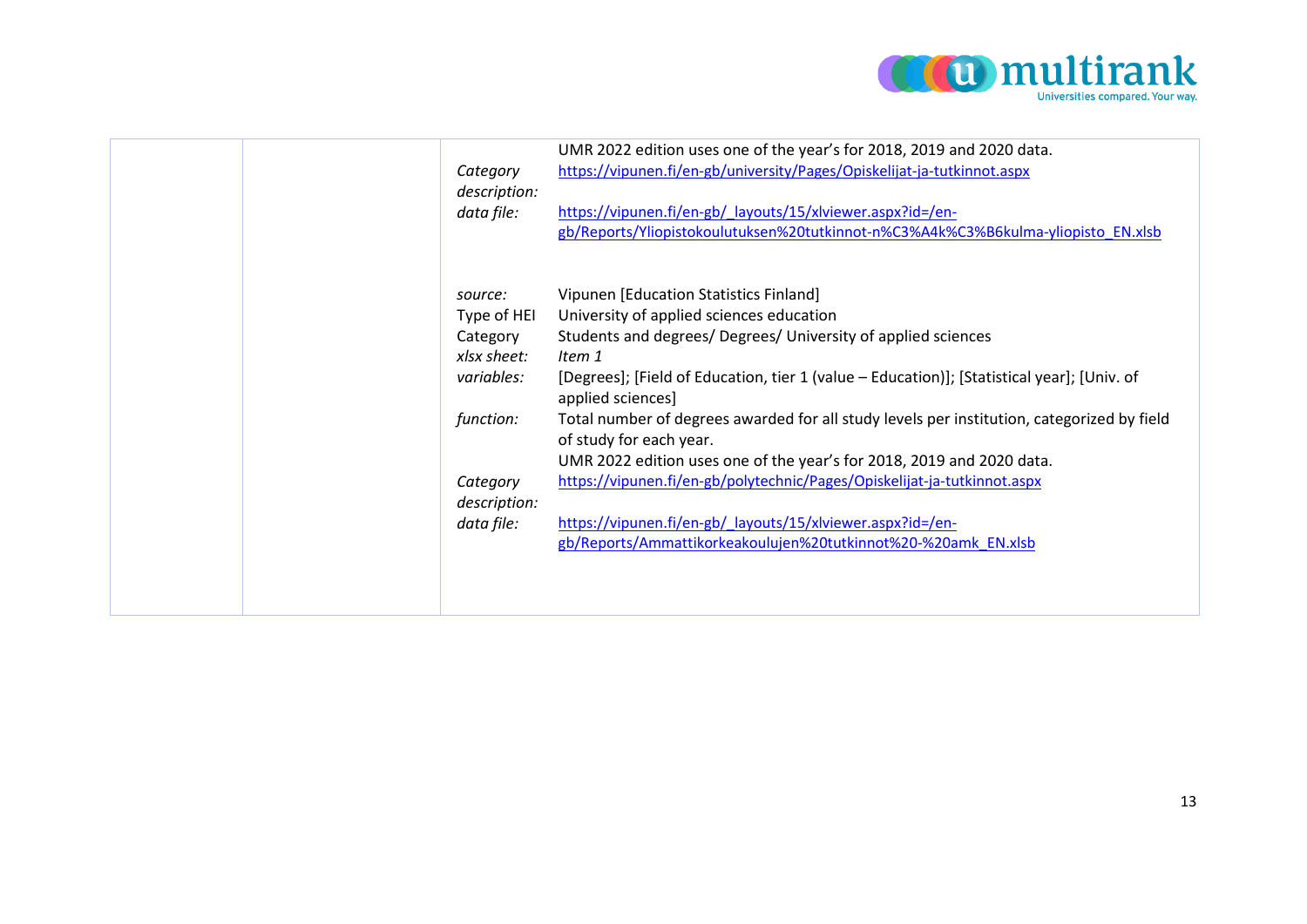| | | | |
|---|---|---|---|
| | | | UMR 2022 edition uses one of the year's for 2018, 2019 and 2020 data. |
| | | *Category description:* | https://vipunen.fi/en-gb/university/Pages/Opiskelijat-ja-tutkinnot.aspx |
| | | *data file:* | https://vipunen.fi/en-gb/_layouts/15/xlviewer.aspx?id=/en-gb/Reports/Yliopistokoulutuksen%20tutkinnot-n%C3%A4k%C3%B6kulma-yliopisto_EN.xlsb |
| | | *source:* | Vipunen [Education Statistics Finland] |
| | | Type of HEI | University of applied sciences education |
| | | Category | Students and degrees/ Degrees/ University of applied sciences |
| | | *xlsx sheet:* | *Item 1* |
| | | *variables:* | [Degrees]; [Field of Education, tier 1 (value – Education)]; [Statistical year]; [Univ. of applied sciences] |
| | | *function:* | Total number of degrees awarded for all study levels per institution, categorized by field of study for each year.<br>UMR 2022 edition uses one of the year's for 2018, 2019 and 2020 data. |
| | | *Category description:* | https://vipunen.fi/en-gb/polytechnic/Pages/Opiskelijat-ja-tutkinnot.aspx |
| | | *data file:* | https://vipunen.fi/en-gb/_layouts/15/xlviewer.aspx?id=/en-gb/Reports/Ammattikorkeakoulujen%20tutkinnot%20-%20amk_EN.xlsb |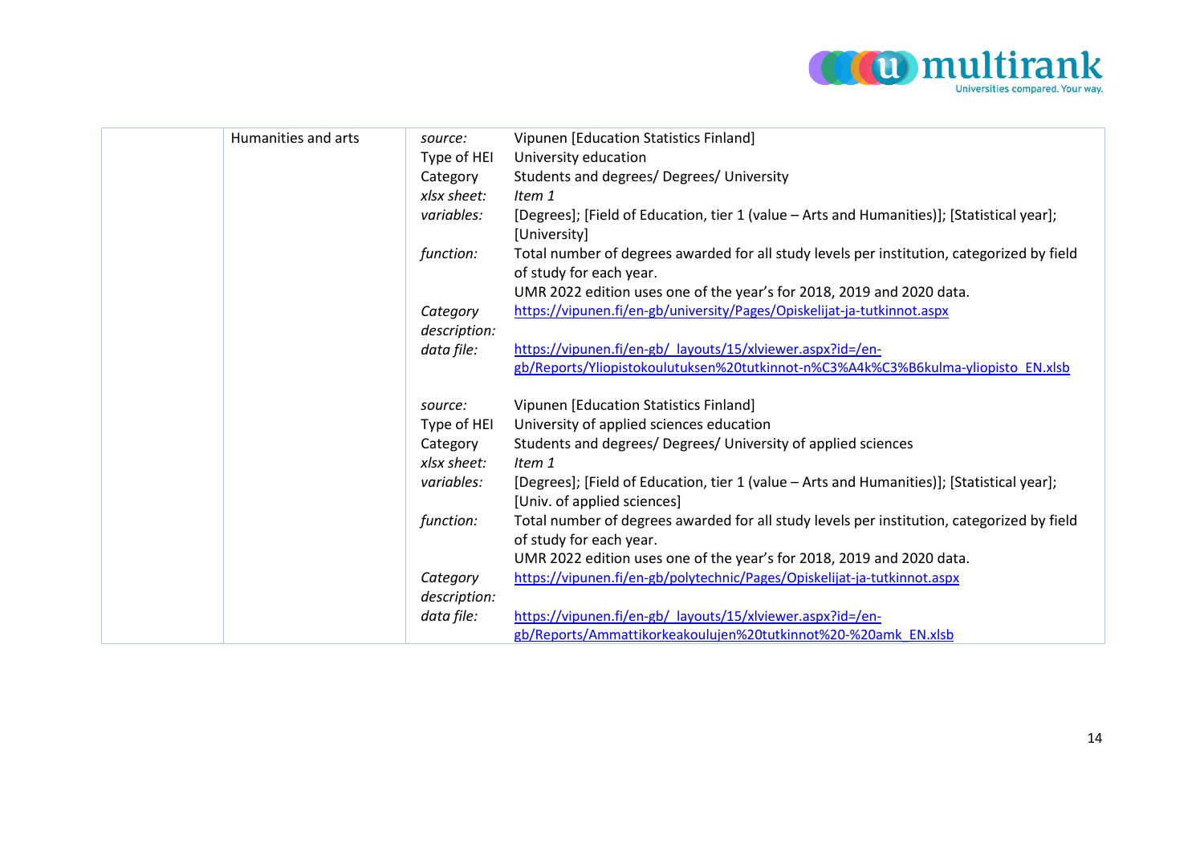| | | | |
|---|---|---|---|
| | Humanities and arts | *source:*<br>Type of HEI<br>Category<br>*xlsx sheet:*<br>*variables:*<br><br>*function:*<br><br><br>*Category description:*<br>*data file:* | Vipunen [Education Statistics Finland]<br>University education<br>Students and degrees/ Degrees/ University<br>*Item 1*<br>[Degrees]; [Field of Education, tier 1 (value – Arts and Humanities)]; [Statistical year]; [University]<br>Total number of degrees awarded for all study levels per institution, categorized by field of study for each year.<br>UMR 2022 edition uses one of the year's for 2018, 2019 and 2020 data.<br>https://vipunen.fi/en-gb/university/Pages/Opiskelijat-ja-tutkinnot.aspx<br><br>https://vipunen.fi/en-gb/_layouts/15/xlviewer.aspx?id=/en-gb/Reports/Yliopistokoulutuksen%20tutkinnot-n%C3%A4k%C3%B6kulma-yliopisto_EN.xlsb |
| | | *source:*<br>Type of HEI<br>Category<br>*xlsx sheet:*<br>*variables:*<br><br>*function:*<br><br><br>*Category description:*<br>*data file:* | Vipunen [Education Statistics Finland]<br>University of applied sciences education<br>Students and degrees/ Degrees/ University of applied sciences<br>*Item 1*<br>[Degrees]; [Field of Education, tier 1 (value – Arts and Humanities)]; [Statistical year]; [Univ. of applied sciences]<br>Total number of degrees awarded for all study levels per institution, categorized by field of study for each year.<br>UMR 2022 edition uses one of the year's for 2018, 2019 and 2020 data.<br>https://vipunen.fi/en-gb/polytechnic/Pages/Opiskelijat-ja-tutkinnot.aspx<br><br>https://vipunen.fi/en-gb/_layouts/15/xlviewer.aspx?id=/en-gb/Reports/Ammattikorkeakoulujen%20tutkinnot%20-%20amk_EN.xlsb |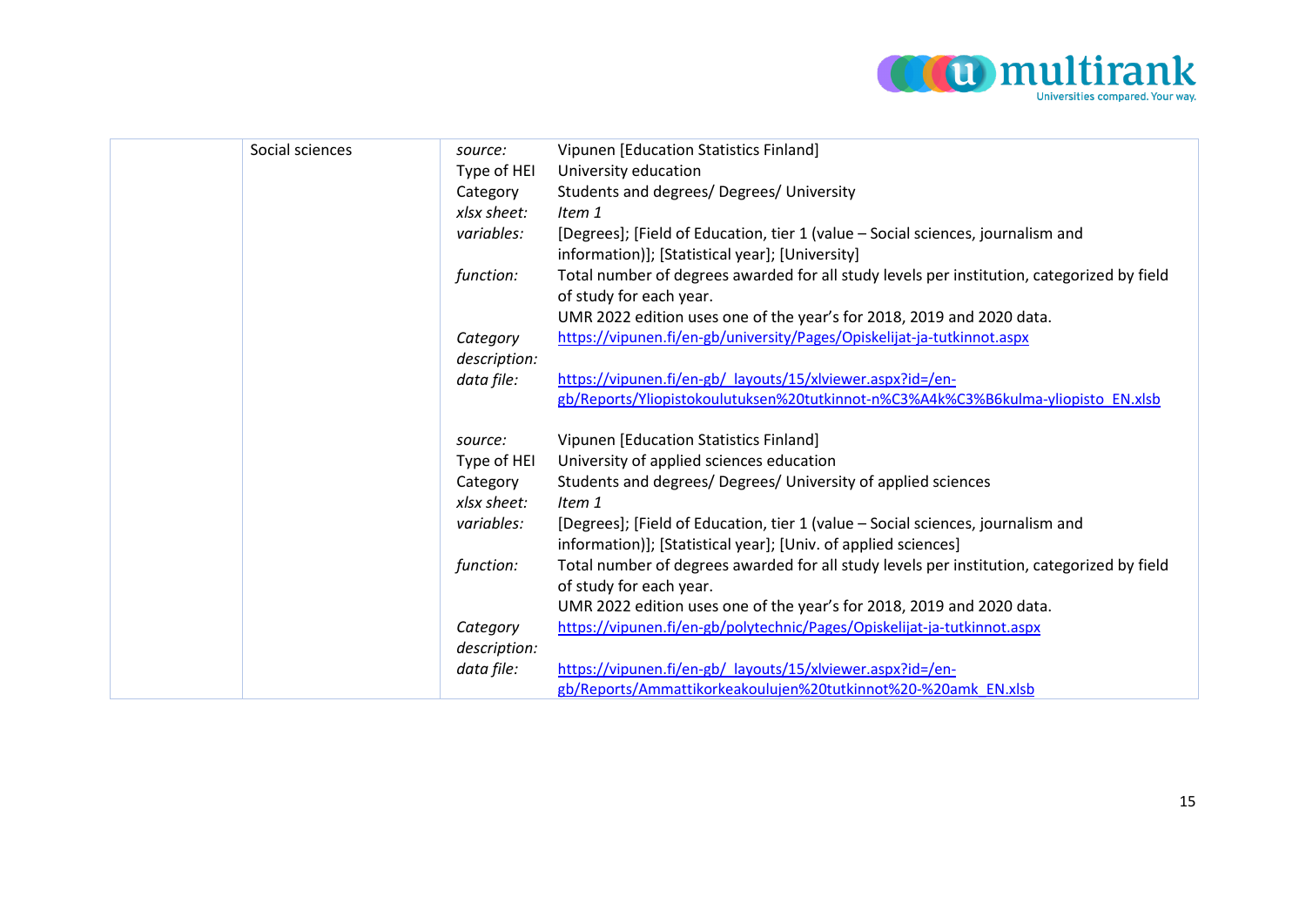| | | | |
|---|---|---|---|
| | Social sciences | *source:* | Vipunen [Education Statistics Finland] |
| | | Type of HEI | University education |
| | | Category | Students and degrees/ Degrees/ University |
| | | *xlsx sheet:* | *Item 1* |
| | | *variables:* | [Degrees]; [Field of Education, tier 1 (value – Social sciences, journalism and information)]; [Statistical year]; [University] |
| | | *function:* | Total number of degrees awarded for all study levels per institution, categorized by field of study for each year. UMR 2022 edition uses one of the year's for 2018, 2019 and 2020 data. |
| | | *Category description:* | https://vipunen.fi/en-gb/university/Pages/Opiskelijat-ja-tutkinnot.aspx |
| | | *data file:* | https://vipunen.fi/en-gb/_layouts/15/xlviewer.aspx?id=/en-gb/Reports/Yliopistokoulutuksen%20tutkinnot-n%C3%A4k%C3%B6kulma-yliopisto_EN.xlsb |
| | | *source:* | Vipunen [Education Statistics Finland] |
| | | Type of HEI | University of applied sciences education |
| | | Category | Students and degrees/ Degrees/ University of applied sciences |
| | | *xlsx sheet:* | *Item 1* |
| | | *variables:* | [Degrees]; [Field of Education, tier 1 (value – Social sciences, journalism and information)]; [Statistical year]; [Univ. of applied sciences] |
| | | *function:* | Total number of degrees awarded for all study levels per institution, categorized by field of study for each year. UMR 2022 edition uses one of the year's for 2018, 2019 and 2020 data. |
| | | *Category description:* | https://vipunen.fi/en-gb/polytechnic/Pages/Opiskelijat-ja-tutkinnot.aspx |
| | | *data file:* | https://vipunen.fi/en-gb/_layouts/15/xlviewer.aspx?id=/en-gb/Reports/Ammattikorkeakoulujen%20tutkinnot%20-%20amk_EN.xlsb |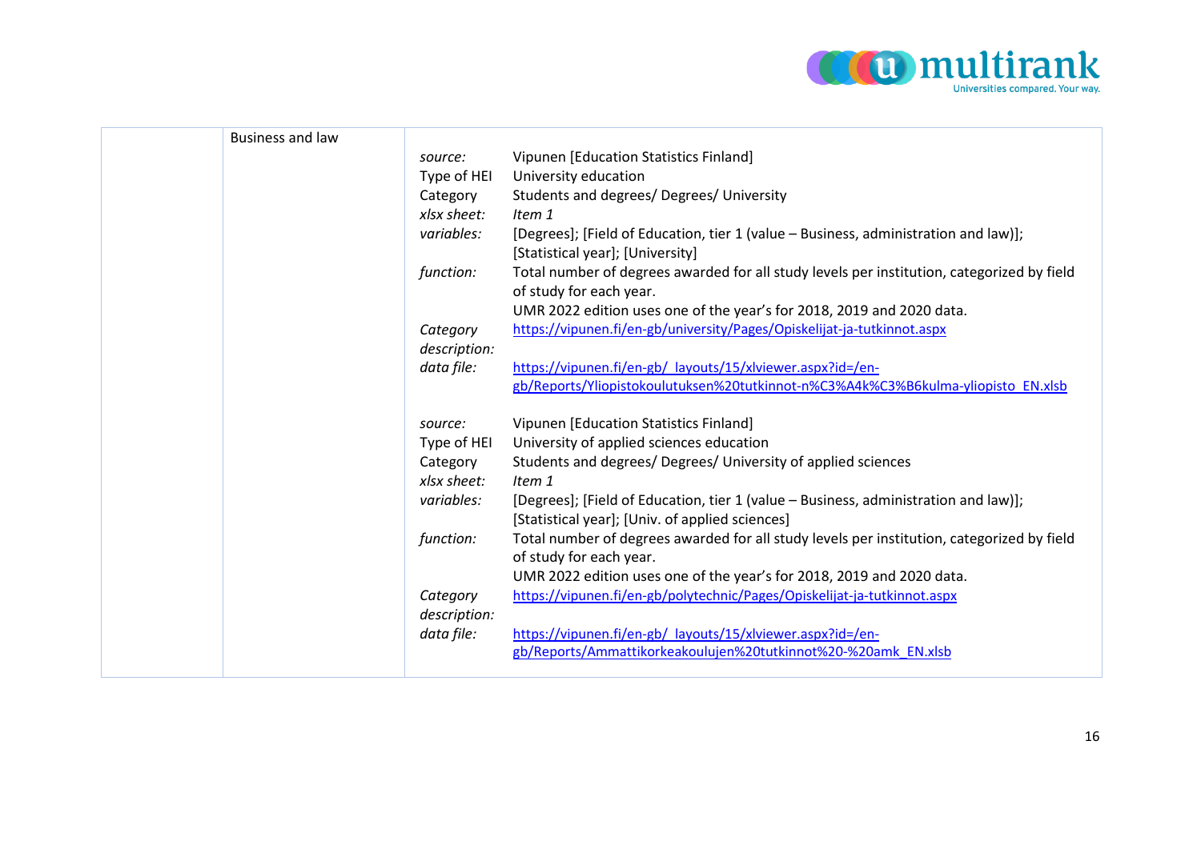| | | |
|---|---|---|
| | Business and law | *source:* Vipunen [Education Statistics Finland]<br>Type of HEI University education<br>Category Students and degrees/ Degrees/ University<br>*xlsx sheet:* *Item 1*<br>*variables:* [Degrees]; [Field of Education, tier 1 (value – Business, administration and law)]; [Statistical year]; [University]<br>*function:* Total number of degrees awarded for all study levels per institution, categorized by field of study for each year.<br>UMR 2022 edition uses one of the year's for 2018, 2019 and 2020 data.<br>*Category description:* https://vipunen.fi/en-gb/university/Pages/Opiskelijat-ja-tutkinnot.aspx<br>*data file:* https://vipunen.fi/en-gb/_layouts/15/xlviewer.aspx?id=/en-gb/Reports/Yliopistokoulutuksen%20tutkinnot-n%C3%A4k%C3%B6kulma-yliopisto_EN.xlsb<br><br>*source:* Vipunen [Education Statistics Finland]<br>Type of HEI University of applied sciences education<br>Category Students and degrees/ Degrees/ University of applied sciences<br>*xlsx sheet:* *Item 1*<br>*variables:* [Degrees]; [Field of Education, tier 1 (value – Business, administration and law)]; [Statistical year]; [Univ. of applied sciences]<br>*function:* Total number of degrees awarded for all study levels per institution, categorized by field of study for each year.<br>UMR 2022 edition uses one of the year's for 2018, 2019 and 2020 data.<br>*Category description:* https://vipunen.fi/en-gb/polytechnic/Pages/Opiskelijat-ja-tutkinnot.aspx<br>*data file:* https://vipunen.fi/en-gb/_layouts/15/xlviewer.aspx?id=/en-gb/Reports/Ammattikorkeakoulujen%20tutkinnot%20-%20amk_EN.xlsb |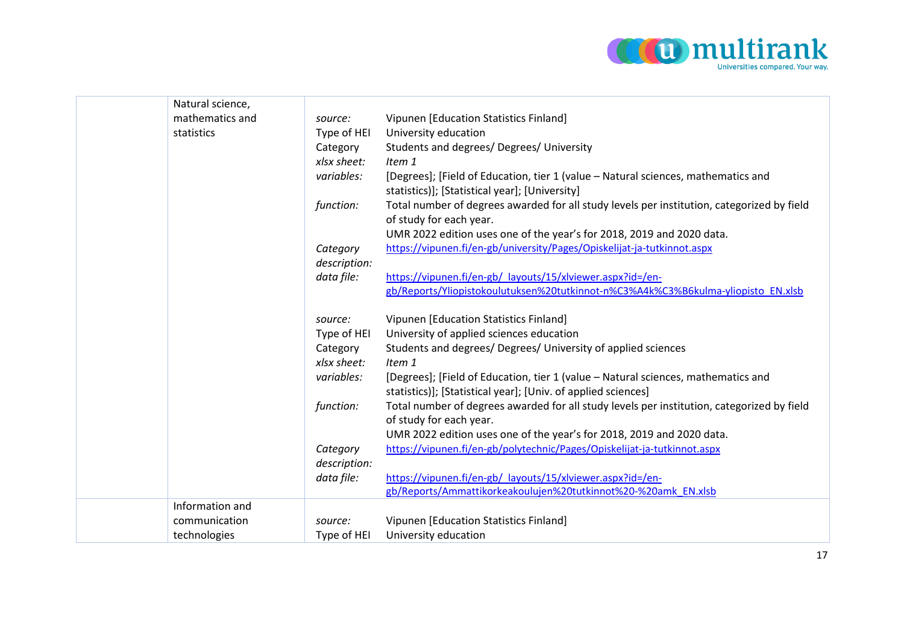| | | |
|---|---|---|
| | Natural science, mathematics and statistics | *source:* Vipunen [Education Statistics Finland]<br>Type of HEI University education<br>Category Students and degrees/ Degrees/ University<br>*xlsx sheet:* *Item 1*<br>*variables:* [Degrees]; [Field of Education, tier 1 (value – Natural sciences, mathematics and statistics)]; [Statistical year]; [University]<br>*function:* Total number of degrees awarded for all study levels per institution, categorized by field of study for each year.<br>UMR 2022 edition uses one of the year's for 2018, 2019 and 2020 data.<br>*Category description:* https://vipunen.fi/en-gb/university/Pages/Opiskelijat-ja-tutkinnot.aspx<br>*data file:* https://vipunen.fi/en-gb/_layouts/15/xlviewer.aspx?id=/en-gb/Reports/Yliopistokoulutuksen%20tutkinnot-n%C3%A4k%C3%B6kulma-yliopisto_EN.xlsb<br><br>*source:* Vipunen [Education Statistics Finland]<br>Type of HEI University of applied sciences education<br>Category Students and degrees/ Degrees/ University of applied sciences<br>*xlsx sheet:* *Item 1*<br>*variables:* [Degrees]; [Field of Education, tier 1 (value – Natural sciences, mathematics and statistics)]; [Statistical year]; [Univ. of applied sciences]<br>*function:* Total number of degrees awarded for all study levels per institution, categorized by field of study for each year.<br>UMR 2022 edition uses one of the year's for 2018, 2019 and 2020 data.<br>*Category description:* https://vipunen.fi/en-gb/polytechnic/Pages/Opiskelijat-ja-tutkinnot.aspx<br>*data file:* https://vipunen.fi/en-gb/_layouts/15/xlviewer.aspx?id=/en-gb/Reports/Ammattikorkeakoulujen%20tutkinnot%20-%20amk_EN.xlsb |
| | Information and communication technologies | *source:* Vipunen [Education Statistics Finland]<br>Type of HEI University education |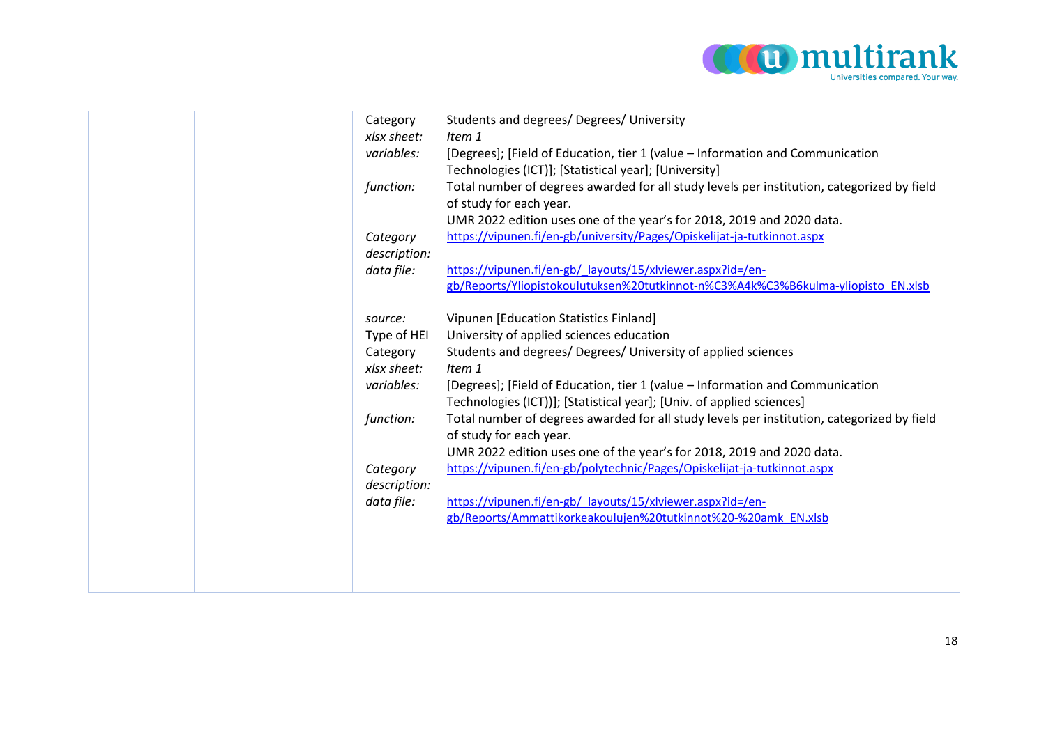| | | | |
|---|---|---|---|
| | | Category | Students and degrees/ Degrees/ University |
| | | *xlsx sheet:* | *Item 1* |
| | | *variables:* | [Degrees]; [Field of Education, tier 1 (value – Information and Communication Technologies (ICT)]; [Statistical year]; [University] |
| | | *function:* | Total number of degrees awarded for all study levels per institution, categorized by field of study for each year.<br>UMR 2022 edition uses one of the year's for 2018, 2019 and 2020 data. |
| | | *Category description:* | https://vipunen.fi/en-gb/university/Pages/Opiskelijat-ja-tutkinnot.aspx |
| | | *data file:* | https://vipunen.fi/en-gb/_layouts/15/xlviewer.aspx?id=/en-gb/Reports/Yliopistokoulutuksen%20tutkinnot-n%C3%A4k%C3%B6kulma-yliopisto_EN.xlsb |
| | | *source:* | Vipunen [Education Statistics Finland] |
| | | Type of HEI | University of applied sciences education |
| | | Category | Students and degrees/ Degrees/ University of applied sciences |
| | | *xlsx sheet:* | *Item 1* |
| | | *variables:* | [Degrees]; [Field of Education, tier 1 (value – Information and Communication Technologies (ICT))]; [Statistical year]; [Univ. of applied sciences] |
| | | *function:* | Total number of degrees awarded for all study levels per institution, categorized by field of study for each year.<br>UMR 2022 edition uses one of the year's for 2018, 2019 and 2020 data. |
| | | *Category description:* | https://vipunen.fi/en-gb/polytechnic/Pages/Opiskelijat-ja-tutkinnot.aspx |
| | | *data file:* | https://vipunen.fi/en-gb/_layouts/15/xlviewer.aspx?id=/en-gb/Reports/Ammattikorkeakoulujen%20tutkinnot%20-%20amk_EN.xlsb |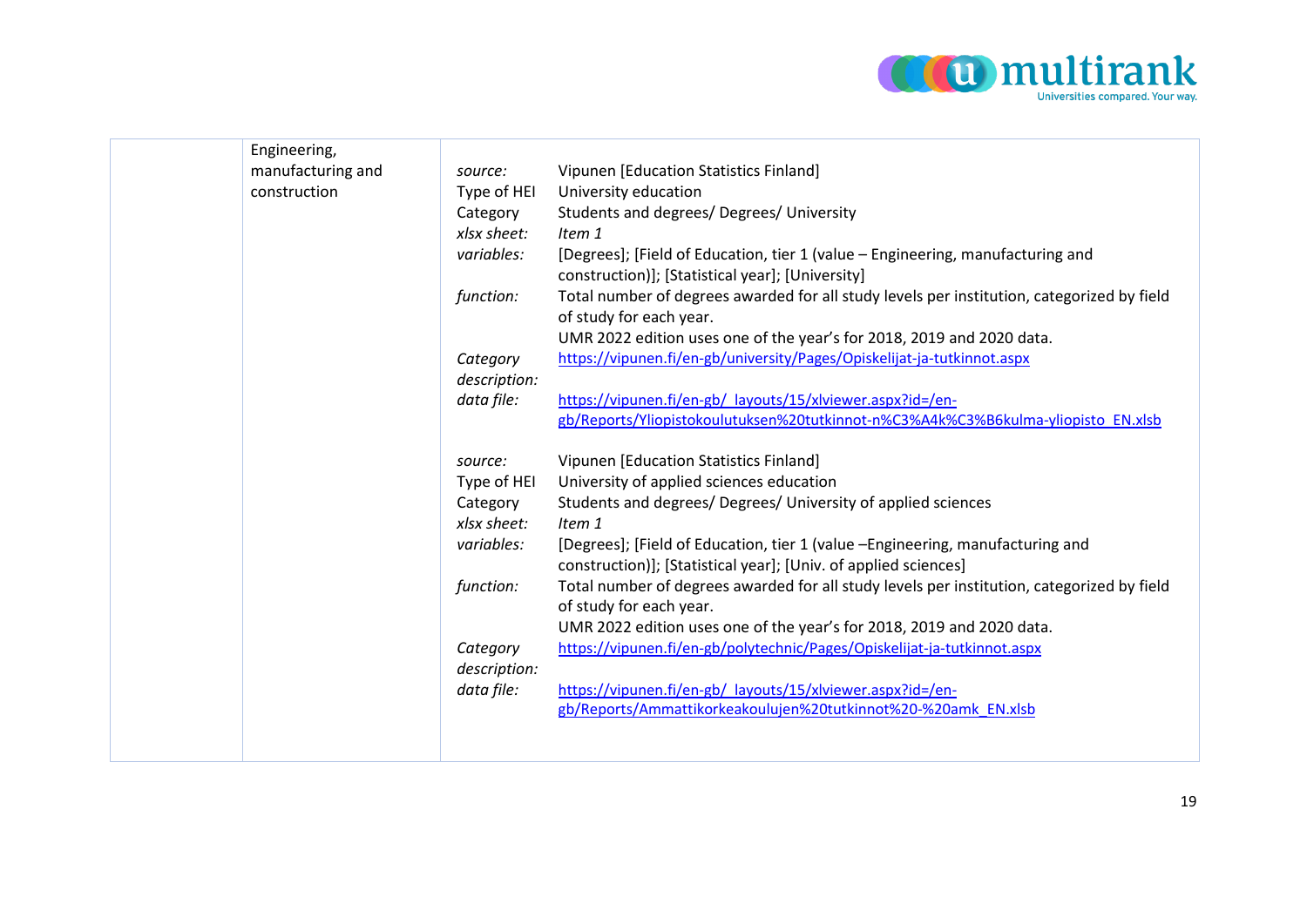| | | |
|---|---|---|
| | Engineering, manufacturing and construction | *source:* Vipunen [Education Statistics Finland]<br>Type of HEI University education<br>Category Students and degrees/ Degrees/ University<br>*xlsx sheet:* *Item 1*<br>*variables:* [Degrees]; [Field of Education, tier 1 (value – Engineering, manufacturing and construction)]; [Statistical year]; [University]<br>*function:* Total number of degrees awarded for all study levels per institution, categorized by field of study for each year.<br>UMR 2022 edition uses one of the year's for 2018, 2019 and 2020 data.<br>*Category description:* https://vipunen.fi/en-gb/university/Pages/Opiskelijat-ja-tutkinnot.aspx<br>*data file:* https://vipunen.fi/en-gb/_layouts/15/xlviewer.aspx?id=/en-gb/Reports/Yliopistokoulutuksen%20tutkinnot-n%C3%A4k%C3%B6kulma-yliopisto_EN.xlsb<br><br>*source:* Vipunen [Education Statistics Finland]<br>Type of HEI University of applied sciences education<br>Category Students and degrees/ Degrees/ University of applied sciences<br>*xlsx sheet:* *Item 1*<br>*variables:* [Degrees]; [Field of Education, tier 1 (value –Engineering, manufacturing and construction)]; [Statistical year]; [Univ. of applied sciences]<br>*function:* Total number of degrees awarded for all study levels per institution, categorized by field of study for each year.<br>UMR 2022 edition uses one of the year's for 2018, 2019 and 2020 data.<br>*Category description:* https://vipunen.fi/en-gb/polytechnic/Pages/Opiskelijat-ja-tutkinnot.aspx<br>*data file:* https://vipunen.fi/en-gb/_layouts/15/xlviewer.aspx?id=/en-gb/Reports/Ammattikorkeakoulujen%20tutkinnot%20-%20amk_EN.xlsb |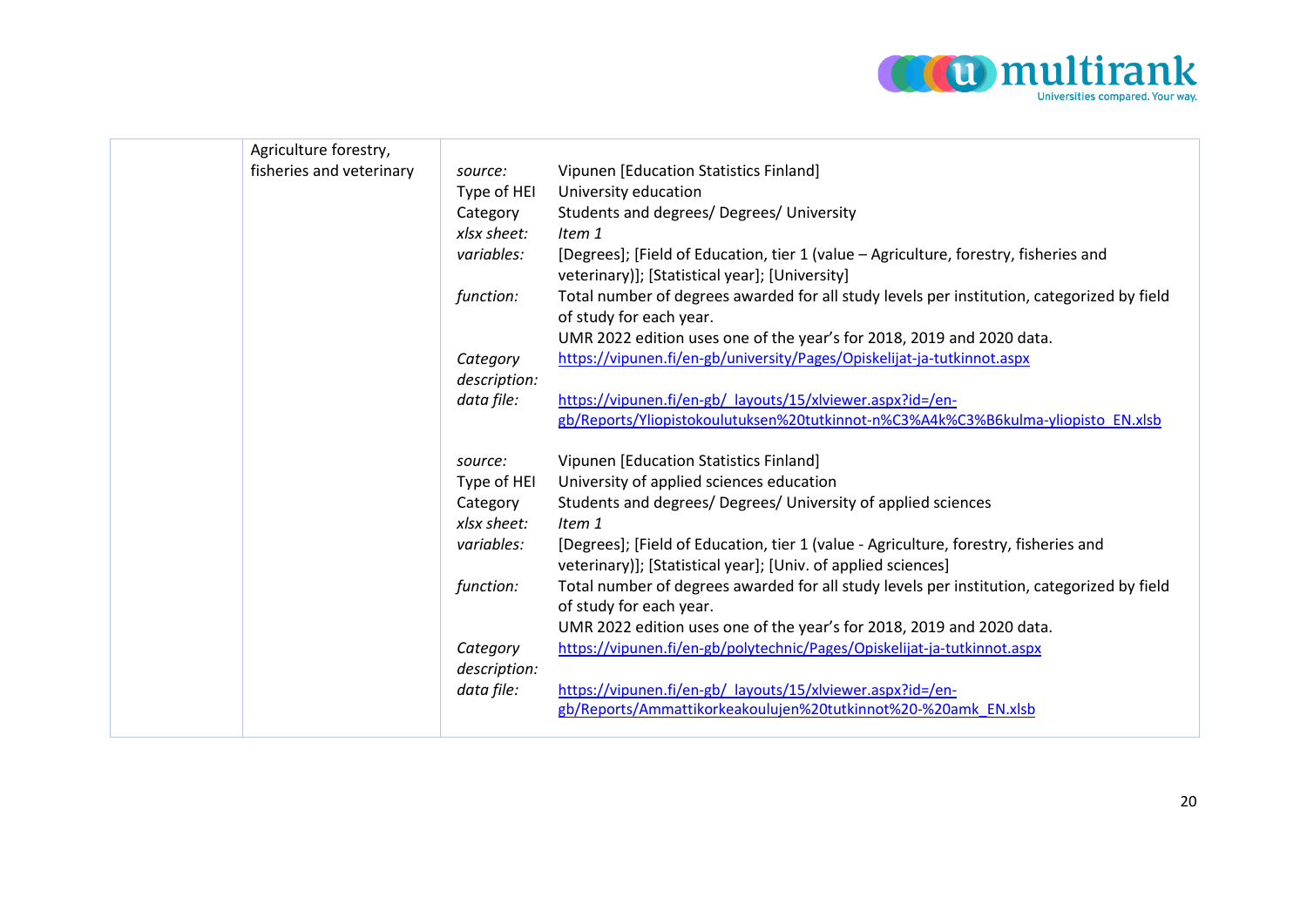| | | |
|---|---|---|
| | Agriculture forestry, fisheries and veterinary | *source:* Vipunen [Education Statistics Finland]<br>Type of HEI University education<br>Category Students and degrees/ Degrees/ University<br>*xlsx sheet:* *Item 1*<br>*variables:* [Degrees]; [Field of Education, tier 1 (value – Agriculture, forestry, fisheries and veterinary)]; [Statistical year]; [University]<br>*function:* Total number of degrees awarded for all study levels per institution, categorized by field of study for each year.<br>UMR 2022 edition uses one of the year's for 2018, 2019 and 2020 data.<br>*Category description:* https://vipunen.fi/en-gb/university/Pages/Opiskelijat-ja-tutkinnot.aspx<br>*data file:* https://vipunen.fi/en-gb/_layouts/15/xlviewer.aspx?id=/en-gb/Reports/Yliopistokoulutuksen%20tutkinnot-n%C3%A4k%C3%B6kulma-yliopisto_EN.xlsb<br><br>*source:* Vipunen [Education Statistics Finland]<br>Type of HEI University of applied sciences education<br>Category Students and degrees/ Degrees/ University of applied sciences<br>*xlsx sheet:* *Item 1*<br>*variables:* [Degrees]; [Field of Education, tier 1 (value - Agriculture, forestry, fisheries and veterinary)]; [Statistical year]; [Univ. of applied sciences]<br>*function:* Total number of degrees awarded for all study levels per institution, categorized by field of study for each year.<br>UMR 2022 edition uses one of the year's for 2018, 2019 and 2020 data.<br>*Category description:* https://vipunen.fi/en-gb/polytechnic/Pages/Opiskelijat-ja-tutkinnot.aspx<br>*data file:* https://vipunen.fi/en-gb/_layouts/15/xlviewer.aspx?id=/en-gb/Reports/Ammattikorkeakoulujen%20tutkinnot%20-%20amk_EN.xlsb |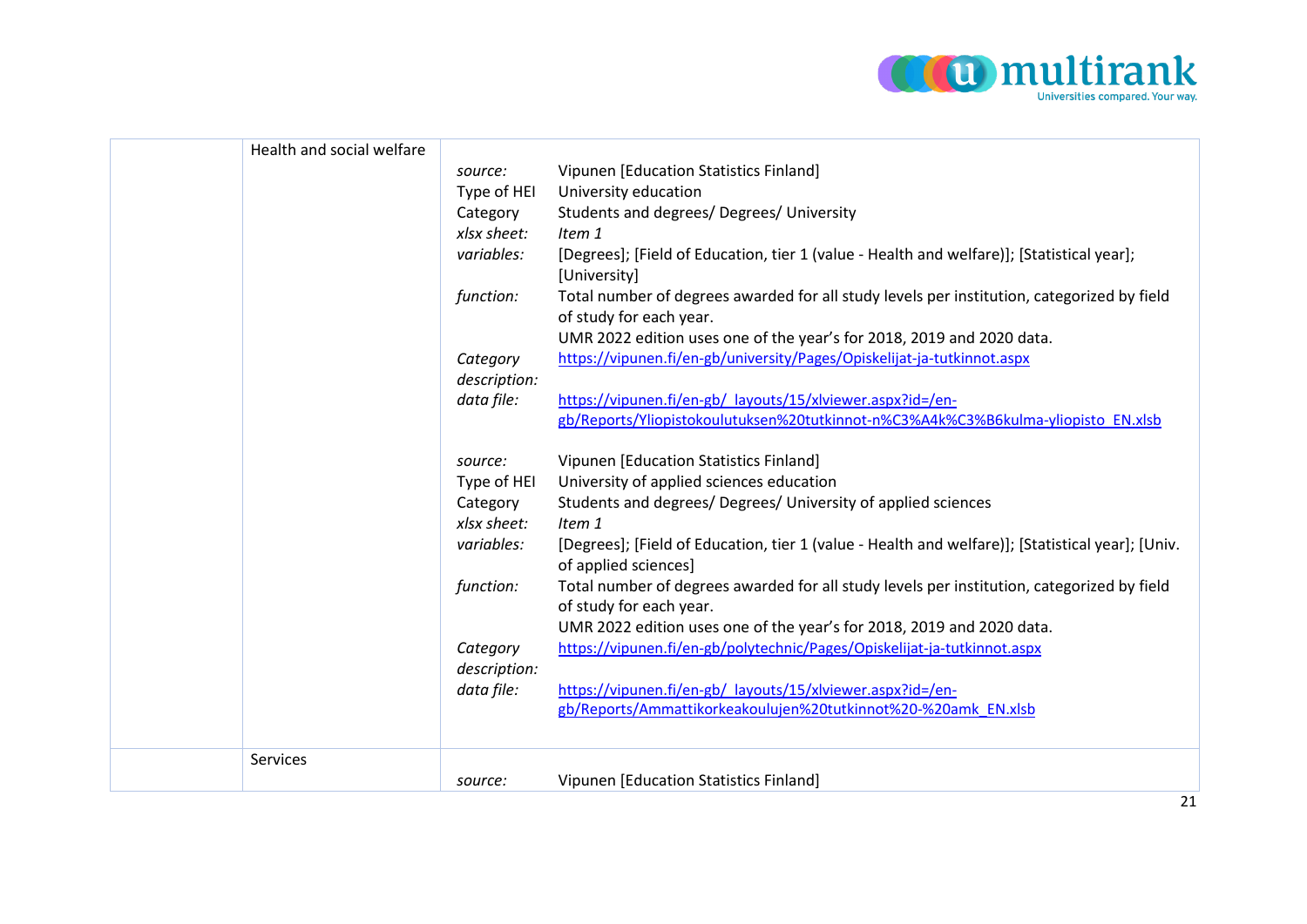| | | |
|---|---|---|
| | Health and social welfare | *source:* Vipunen [Education Statistics Finland]<br>Type of HEI University education<br>Category Students and degrees/ Degrees/ University<br>*xlsx sheet:* *Item 1*<br>*variables:* [Degrees]; [Field of Education, tier 1 (value - Health and welfare)]; [Statistical year]; [University]<br>*function:* Total number of degrees awarded for all study levels per institution, categorized by field of study for each year.<br>UMR 2022 edition uses one of the year's for 2018, 2019 and 2020 data.<br>*Category description:* https://vipunen.fi/en-gb/university/Pages/Opiskelijat-ja-tutkinnot.aspx<br>*data file:* https://vipunen.fi/en-gb/_layouts/15/xlviewer.aspx?id=/en-gb/Reports/Yliopistokoulutuksen%20tutkinnot-n%C3%A4k%C3%B6kulma-yliopisto_EN.xlsb<br><br>*source:* Vipunen [Education Statistics Finland]<br>Type of HEI University of applied sciences education<br>Category Students and degrees/ Degrees/ University of applied sciences<br>*xlsx sheet:* *Item 1*<br>*variables:* [Degrees]; [Field of Education, tier 1 (value - Health and welfare)]; [Statistical year]; [Univ. of applied sciences]<br>*function:* Total number of degrees awarded for all study levels per institution, categorized by field of study for each year.<br>UMR 2022 edition uses one of the year's for 2018, 2019 and 2020 data.<br>*Category description:* https://vipunen.fi/en-gb/polytechnic/Pages/Opiskelijat-ja-tutkinnot.aspx<br>*data file:* https://vipunen.fi/en-gb/_layouts/15/xlviewer.aspx?id=/en-gb/Reports/Ammattikorkeakoulujen%20tutkinnot%20-%20amk_EN.xlsb |
| | Services | *source:* Vipunen [Education Statistics Finland] |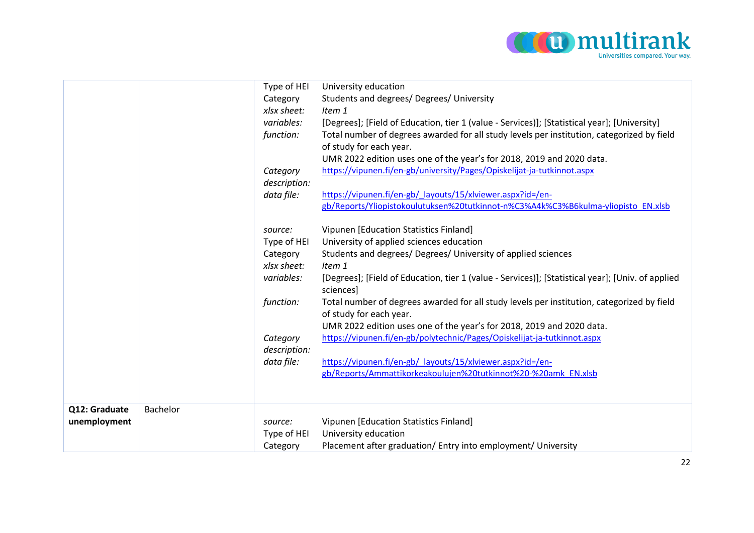| | | | |
|---|---|---|---|
| | | Type of HEI<br>Category<br>*xlsx sheet:*<br>*variables:*<br>*function:*<br><br><br>*Category description:*<br>*data file:*<br><br><br>*source:*<br>Type of HEI<br>Category<br>*xlsx sheet:*<br>*variables:*<br><br>*function:*<br><br><br>*Category description:*<br>*data file:* | University education<br>Students and degrees/ Degrees/ University<br>*Item 1*<br>[Degrees]; [Field of Education, tier 1 (value - Services)]; [Statistical year]; [University]<br>Total number of degrees awarded for all study levels per institution, categorized by field of study for each year.<br>UMR 2022 edition uses one of the year's for 2018, 2019 and 2020 data.<br>https://vipunen.fi/en-gb/university/Pages/Opiskelijat-ja-tutkinnot.aspx<br><br>https://vipunen.fi/en-gb/_layouts/15/xlviewer.aspx?id=/en-gb/Reports/Yliopistokoulutuksen%20tutkinnot-n%C3%A4k%C3%B6kulma-yliopisto_EN.xlsb<br><br>Vipunen [Education Statistics Finland]<br>University of applied sciences education<br>Students and degrees/ Degrees/ University of applied sciences<br>*Item 1*<br>[Degrees]; [Field of Education, tier 1 (value - Services)]; [Statistical year]; [Univ. of applied sciences]<br>Total number of degrees awarded for all study levels per institution, categorized by field of study for each year.<br>UMR 2022 edition uses one of the year's for 2018, 2019 and 2020 data.<br>https://vipunen.fi/en-gb/polytechnic/Pages/Opiskelijat-ja-tutkinnot.aspx<br><br>https://vipunen.fi/en-gb/_layouts/15/xlviewer.aspx?id=/en-gb/Reports/Ammattikorkeakoulujen%20tutkinnot%20-%20amk_EN.xlsb |
| **Q12: Graduate unemployment** | Bachelor | *source:*<br>Type of HEI<br>Category | Vipunen [Education Statistics Finland]<br>University education<br>Placement after graduation/ Entry into employment/ University |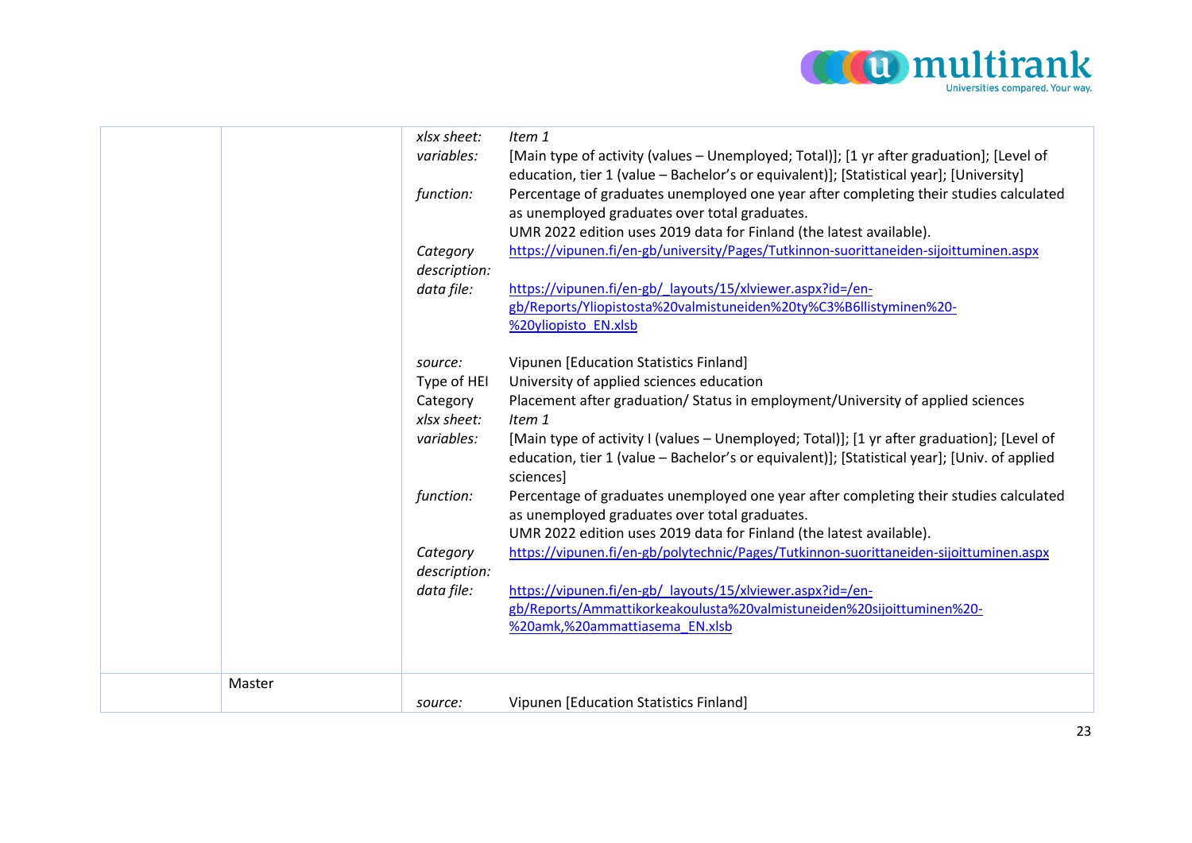| | | | |
|---|---|---|---|
| | | *xlsx sheet:* | *Item 1* |
| | | *variables:* | [Main type of activity (values – Unemployed; Total)]; [1 yr after graduation]; [Level of education, tier 1 (value – Bachelor's or equivalent)]; [Statistical year]; [University] |
| | | *function:* | Percentage of graduates unemployed one year after completing their studies calculated as unemployed graduates over total graduates.<br>UMR 2022 edition uses 2019 data for Finland (the latest available). |
| | | *Category description:* | https://vipunen.fi/en-gb/university/Pages/Tutkinnon-suorittaneiden-sijoittuminen.aspx |
| | | *data file:* | https://vipunen.fi/en-gb/_layouts/15/xlviewer.aspx?id=/en-gb/Reports/Yliopistosta%20valmistuneiden%20ty%C3%B6llistyminen%20-%20yliopisto_EN.xlsb |
| | | *source:* | Vipunen [Education Statistics Finland] |
| | | Type of HEI | University of applied sciences education |
| | | Category | Placement after graduation/ Status in employment/University of applied sciences |
| | | *xlsx sheet:* | *Item 1* |
| | | *variables:* | [Main type of activity I (values – Unemployed; Total)]; [1 yr after graduation]; [Level of education, tier 1 (value – Bachelor's or equivalent)]; [Statistical year]; [Univ. of applied sciences] |
| | | *function:* | Percentage of graduates unemployed one year after completing their studies calculated as unemployed graduates over total graduates.<br>UMR 2022 edition uses 2019 data for Finland (the latest available). |
| | | *Category description:* | https://vipunen.fi/en-gb/polytechnic/Pages/Tutkinnon-suorittaneiden-sijoittuminen.aspx |
| | | *data file:* | https://vipunen.fi/en-gb/_layouts/15/xlviewer.aspx?id=/en-gb/Reports/Ammattikorkeakoulusta%20valmistuneiden%20sijoittuminen%20-%20amk,%20ammattiasema_EN.xlsb |
| | Master | | |
| | | *source:* | Vipunen [Education Statistics Finland] |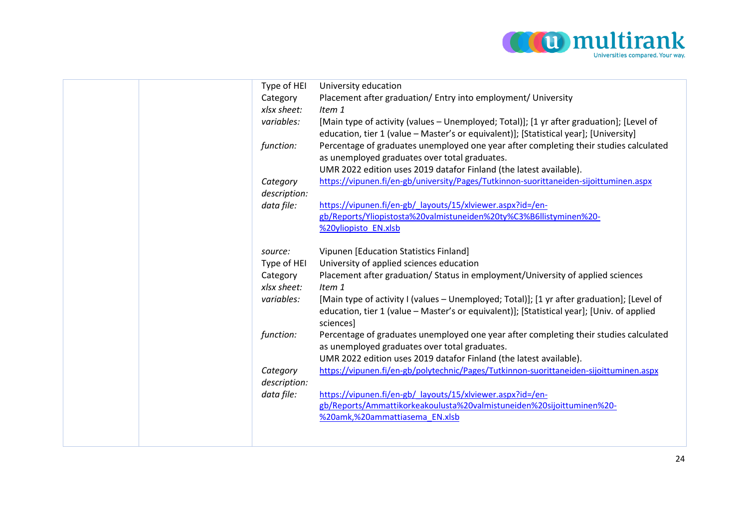| | | | |
|---|---|---|---|
| | | Type of HEI | University education |
| | | Category | Placement after graduation/ Entry into employment/ University |
| | | *xlsx sheet:* | *Item 1* |
| | | *variables:* | [Main type of activity (values – Unemployed; Total)]; [1 yr after graduation]; [Level of education, tier 1 (value – Master's or equivalent)]; [Statistical year]; [University] |
| | | *function:* | Percentage of graduates unemployed one year after completing their studies calculated as unemployed graduates over total graduates.<br>UMR 2022 edition uses 2019 datafor Finland (the latest available). |
| | | *Category description:* | https://vipunen.fi/en-gb/university/Pages/Tutkinnon-suorittaneiden-sijoittuminen.aspx |
| | | *data file:* | https://vipunen.fi/en-gb/_layouts/15/xlviewer.aspx?id=/en-gb/Reports/Yliopistosta%20valmistuneiden%20ty%C3%B6llistyminen%20-%20yliopisto_EN.xlsb |
| | | *source:* | Vipunen [Education Statistics Finland] |
| | | Type of HEI | University of applied sciences education |
| | | Category | Placement after graduation/ Status in employment/University of applied sciences |
| | | *xlsx sheet:* | *Item 1* |
| | | *variables:* | [Main type of activity I (values – Unemployed; Total)]; [1 yr after graduation]; [Level of education, tier 1 (value – Master's or equivalent)]; [Statistical year]; [Univ. of applied sciences] |
| | | *function:* | Percentage of graduates unemployed one year after completing their studies calculated as unemployed graduates over total graduates.<br>UMR 2022 edition uses 2019 datafor Finland (the latest available). |
| | | *Category description:* | https://vipunen.fi/en-gb/polytechnic/Pages/Tutkinnon-suorittaneiden-sijoittuminen.aspx |
| | | *data file:* | https://vipunen.fi/en-gb/_layouts/15/xlviewer.aspx?id=/en-gb/Reports/Ammattikorkeakoulusta%20valmistuneiden%20sijoittuminen%20-%20amk,%20ammattiasema_EN.xlsb |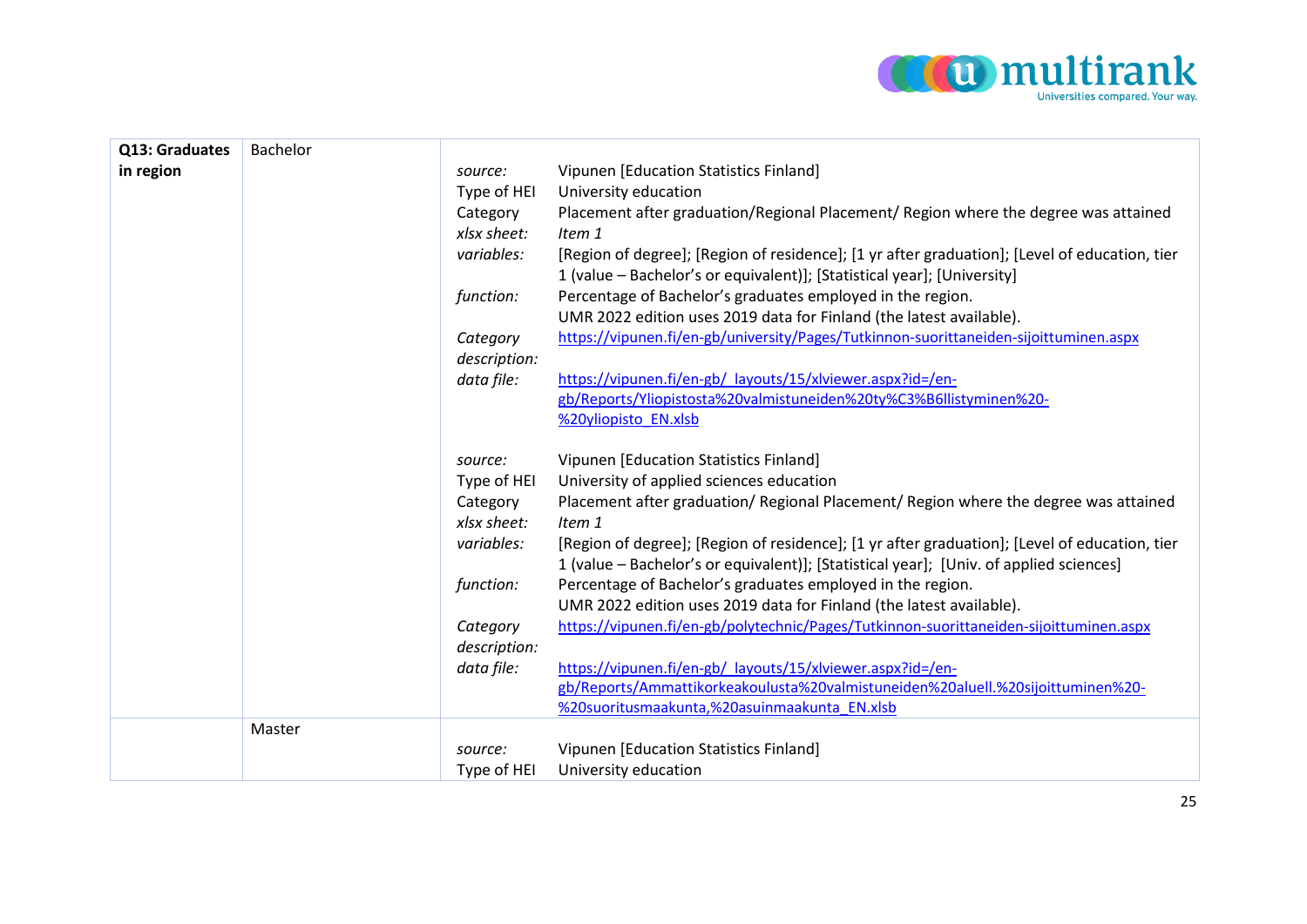| Q13: Graduates in region | Bachelor | |
|---|---|---|
| | | *source:* Vipunen [Education Statistics Finland]<br>Type of HEI University education<br>Category Placement after graduation/Regional Placement/ Region where the degree was attained<br>*xlsx sheet:* *Item 1*<br>*variables:* [Region of degree]; [Region of residence]; [1 yr after graduation]; [Level of education, tier 1 (value – Bachelor's or equivalent)]; [Statistical year]; [University]<br>*function:* Percentage of Bachelor's graduates employed in the region. UMR 2022 edition uses 2019 data for Finland (the latest available).<br>*Category description:* https://vipunen.fi/en-gb/university/Pages/Tutkinnon-suorittaneiden-sijoittuminen.aspx<br>*data file:* https://vipunen.fi/en-gb/_layouts/15/xlviewer.aspx?id=/en-gb/Reports/Yliopistosta%20valmistuneiden%20ty%C3%B6llistyminen%20-%20yliopisto_EN.xlsb<br><br>*source:* Vipunen [Education Statistics Finland]<br>Type of HEI University of applied sciences education<br>Category Placement after graduation/ Regional Placement/ Region where the degree was attained<br>*xlsx sheet:* *Item 1*<br>*variables:* [Region of degree]; [Region of residence]; [1 yr after graduation]; [Level of education, tier 1 (value – Bachelor's or equivalent)]; [Statistical year]; [Univ. of applied sciences]<br>*function:* Percentage of Bachelor's graduates employed in the region. UMR 2022 edition uses 2019 data for Finland (the latest available).<br>*Category description:* https://vipunen.fi/en-gb/polytechnic/Pages/Tutkinnon-suorittaneiden-sijoittuminen.aspx<br>*data file:* https://vipunen.fi/en-gb/_layouts/15/xlviewer.aspx?id=/en-gb/Reports/Ammattikorkeakoulusta%20valmistuneiden%20aluell.%20sijoittuminen%20-%20suoritusmaakunta,%20asuinmaakunta_EN.xlsb |
| | Master | *source:* Vipunen [Education Statistics Finland]<br>Type of HEI University education |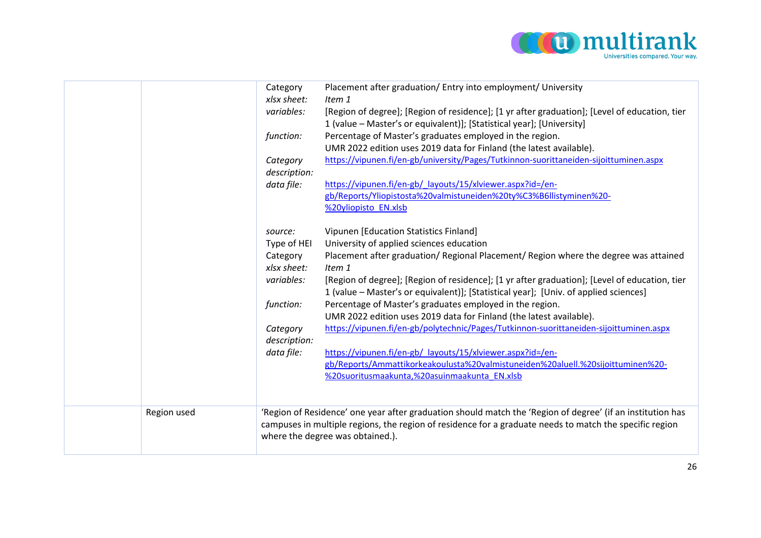| | | |
|---|---|---|
| | | Category: Placement after graduation/ Entry into employment/ University<br>*xlsx sheet:* *Item 1*<br>*variables:* [Region of degree]; [Region of residence]; [1 yr after graduation]; [Level of education, tier 1 (value – Master's or equivalent)]; [Statistical year]; [University]<br>*function:* Percentage of Master's graduates employed in the region. UMR 2022 edition uses 2019 data for Finland (the latest available).<br>*Category description:* https://vipunen.fi/en-gb/university/Pages/Tutkinnon-suorittaneiden-sijoittuminen.aspx<br>*data file:* https://vipunen.fi/en-gb/_layouts/15/xlviewer.aspx?id=/en-gb/Reports/Yliopistosta%20valmistuneiden%20ty%C3%B6llistyminen%20-%20yliopisto_EN.xlsb<br><br>*source:* Vipunen [Education Statistics Finland]<br>Type of HEI: University of applied sciences education<br>Category: Placement after graduation/ Regional Placement/ Region where the degree was attained<br>*xlsx sheet:* *Item 1*<br>*variables:* [Region of degree]; [Region of residence]; [1 yr after graduation]; [Level of education, tier 1 (value – Master's or equivalent)]; [Statistical year]; [Univ. of applied sciences]<br>*function:* Percentage of Master's graduates employed in the region. UMR 2022 edition uses 2019 data for Finland (the latest available).<br>*Category description:* https://vipunen.fi/en-gb/polytechnic/Pages/Tutkinnon-suorittaneiden-sijoittuminen.aspx<br>*data file:* https://vipunen.fi/en-gb/_layouts/15/xlviewer.aspx?id=/en-gb/Reports/Ammattikorkeakoulusta%20valmistuneiden%20aluell.%20sijoittuminen%20-%20suoritusmaakunta,%20asuinmaakunta_EN.xlsb |
| | Region used | 'Region of Residence' one year after graduation should match the 'Region of degree' (if an institution has campuses in multiple regions, the region of residence for a graduate needs to match the specific region where the degree was obtained.). |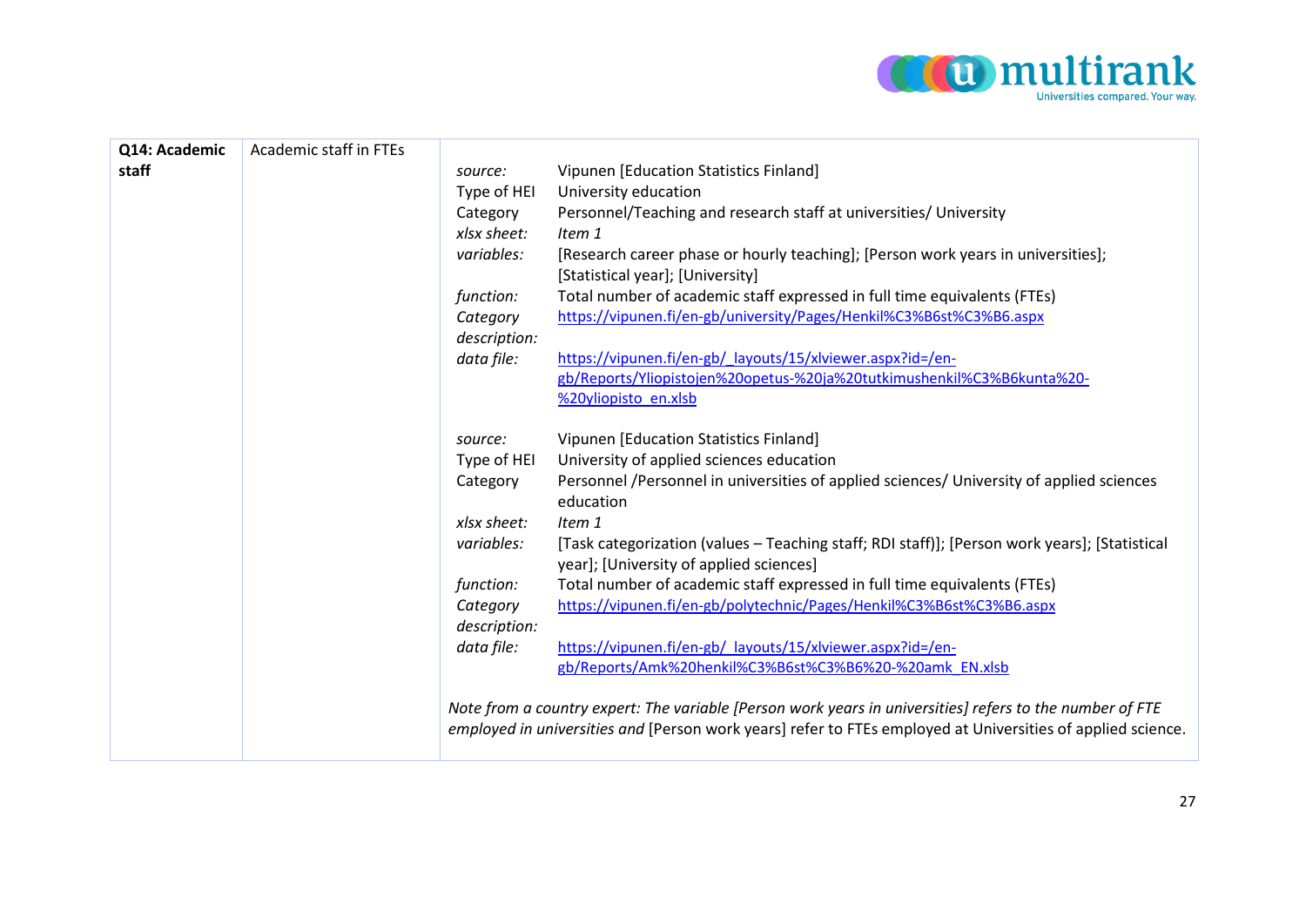| **Q14: Academic staff** | Academic staff in FTEs | *source:* Vipunen [Education Statistics Finland]<br>Type of HEI University education<br>Category Personnel/Teaching and research staff at universities/ University<br>*xlsx sheet:* *Item 1*<br>*variables:* [Research career phase or hourly teaching]; [Person work years in universities]; [Statistical year]; [University]<br>*function:* Total number of academic staff expressed in full time equivalents (FTEs)<br>*Category description:* https://vipunen.fi/en-gb/university/Pages/Henkil%C3%B6st%C3%B6.aspx<br>*data file:* https://vipunen.fi/en-gb/_layouts/15/xlviewer.aspx?id=/en-gb/Reports/Yliopistojen%20opetus-%20ja%20tutkimushenkil%C3%B6kunta%20-%20yliopisto_en.xlsb<br><br>*source:* Vipunen [Education Statistics Finland]<br>Type of HEI University of applied sciences education<br>Category Personnel /Personnel in universities of applied sciences/ University of applied sciences education<br>*xlsx sheet:* *Item 1*<br>*variables:* [Task categorization (values – Teaching staff; RDI staff)]; [Person work years]; [Statistical year]; [University of applied sciences]<br>*function:* Total number of academic staff expressed in full time equivalents (FTEs)<br>*Category description:* https://vipunen.fi/en-gb/polytechnic/Pages/Henkil%C3%B6st%C3%B6.aspx<br>*data file:* https://vipunen.fi/en-gb/_layouts/15/xlviewer.aspx?id=/en-gb/Reports/Amk%20henkil%C3%B6st%C3%B6%20-%20amk_EN.xlsb<br><br>*Note from a country expert: The variable [Person work years in universities] refers to the number of FTE employed in universities and* [Person work years] refer to FTEs employed at Universities of applied science. |
|---|---|---|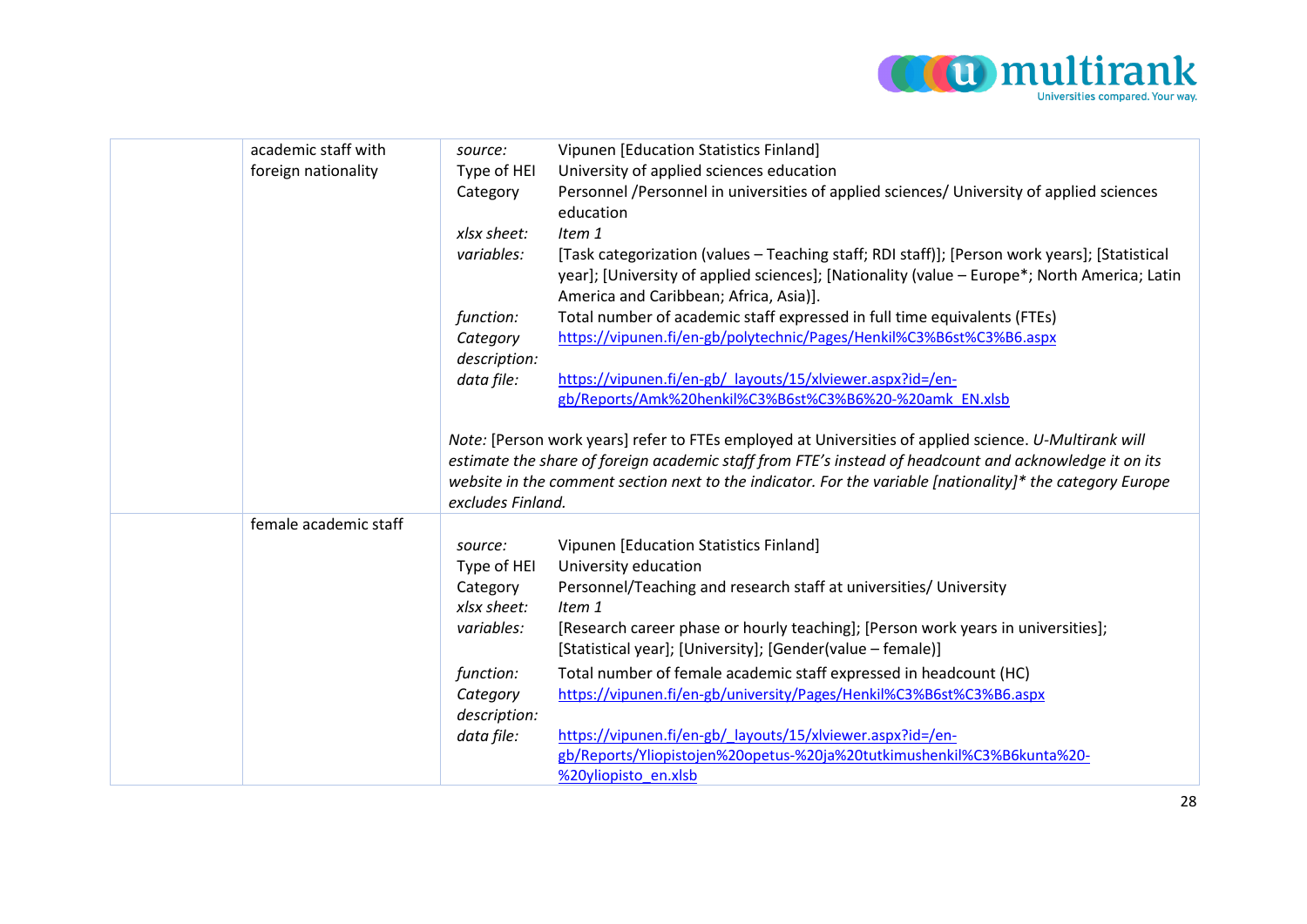| | | |
|---|---|---|
| | academic staff with foreign nationality | *source:* Vipunen [Education Statistics Finland]<br>Type of HEI University of applied sciences education<br>Category Personnel /Personnel in universities of applied sciences/ University of applied sciences education<br>*xlsx sheet:* *Item 1*<br>*variables:* [Task categorization (values – Teaching staff; RDI staff)]; [Person work years]; [Statistical year]; [University of applied sciences]; [Nationality (value – Europe*; North America; Latin America and Caribbean; Africa, Asia)].<br>*function:* Total number of academic staff expressed in full time equivalents (FTEs)<br>*Category description:* https://vipunen.fi/en-gb/polytechnic/Pages/Henkil%C3%B6st%C3%B6.aspx<br>*data file:* https://vipunen.fi/en-gb/_layouts/15/xlviewer.aspx?id=/en-gb/Reports/Amk%20henkil%C3%B6st%C3%B6%20-%20amk_EN.xlsb<br><br>*Note:* [Person work years] refer to FTEs employed at Universities of applied science. *U-Multirank will estimate the share of foreign academic staff from FTE's instead of headcount and acknowledge it on its website in the comment section next to the indicator. For the variable [nationality]* the category Europe excludes Finland.* |
| | female academic staff | *source:* Vipunen [Education Statistics Finland]<br>Type of HEI University education<br>Category Personnel/Teaching and research staff at universities/ University<br>*xlsx sheet:* *Item 1*<br>*variables:* [Research career phase or hourly teaching]; [Person work years in universities]; [Statistical year]; [University]; [Gender(value – female)]<br>*function:* Total number of female academic staff expressed in headcount (HC)<br>*Category description:* https://vipunen.fi/en-gb/university/Pages/Henkil%C3%B6st%C3%B6.aspx<br>*data file:* https://vipunen.fi/en-gb/_layouts/15/xlviewer.aspx?id=/en-gb/Reports/Yliopistojen%20opetus-%20ja%20tutkimushenkil%C3%B6kunta%20-%20yliopisto_en.xlsb |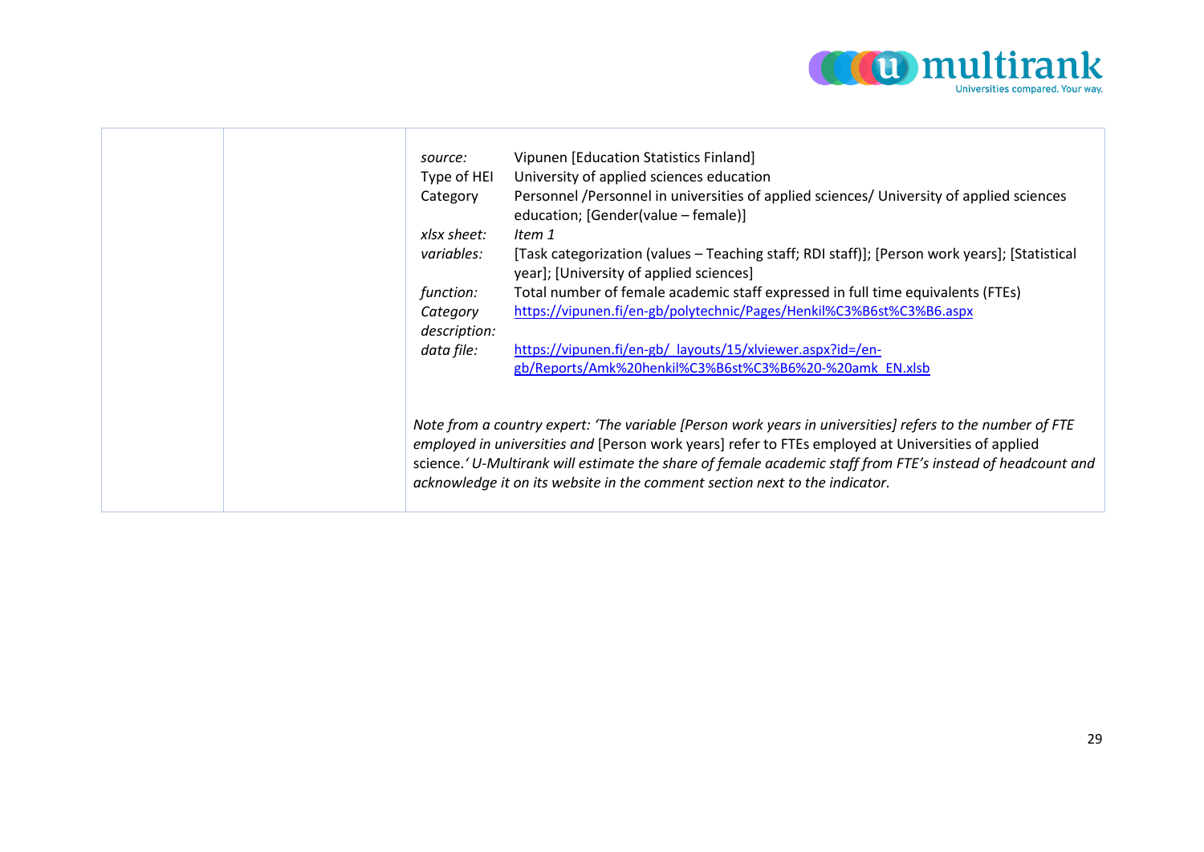| | | |
|---|---|---|
| | | *source:* Vipunen [Education Statistics Finland]<br>Type of HEI University of applied sciences education<br>Category Personnel /Personnel in universities of applied sciences/ University of applied sciences education; [Gender(value – female)]<br>*xlsx sheet:* *Item 1*<br>*variables:* [Task categorization (values – Teaching staff; RDI staff)]; [Person work years]; [Statistical year]; [University of applied sciences]<br>*function:* Total number of female academic staff expressed in full time equivalents (FTEs)<br>*Category description:* https://vipunen.fi/en-gb/polytechnic/Pages/Henkil%C3%B6st%C3%B6.aspx<br>*data file:* https://vipunen.fi/en-gb/_layouts/15/xlviewer.aspx?id=/en-gb/Reports/Amk%20henkil%C3%B6st%C3%B6%20-%20amk_EN.xlsb<br><br>*Note from a country expert: 'The variable [Person work years in universities] refers to the number of FTE employed in universities and* [Person work years] refer to FTEs employed at Universities of applied science.*' U-Multirank will estimate the share of female academic staff from FTE's instead of headcount and acknowledge it on its website in the comment section next to the indicator.* |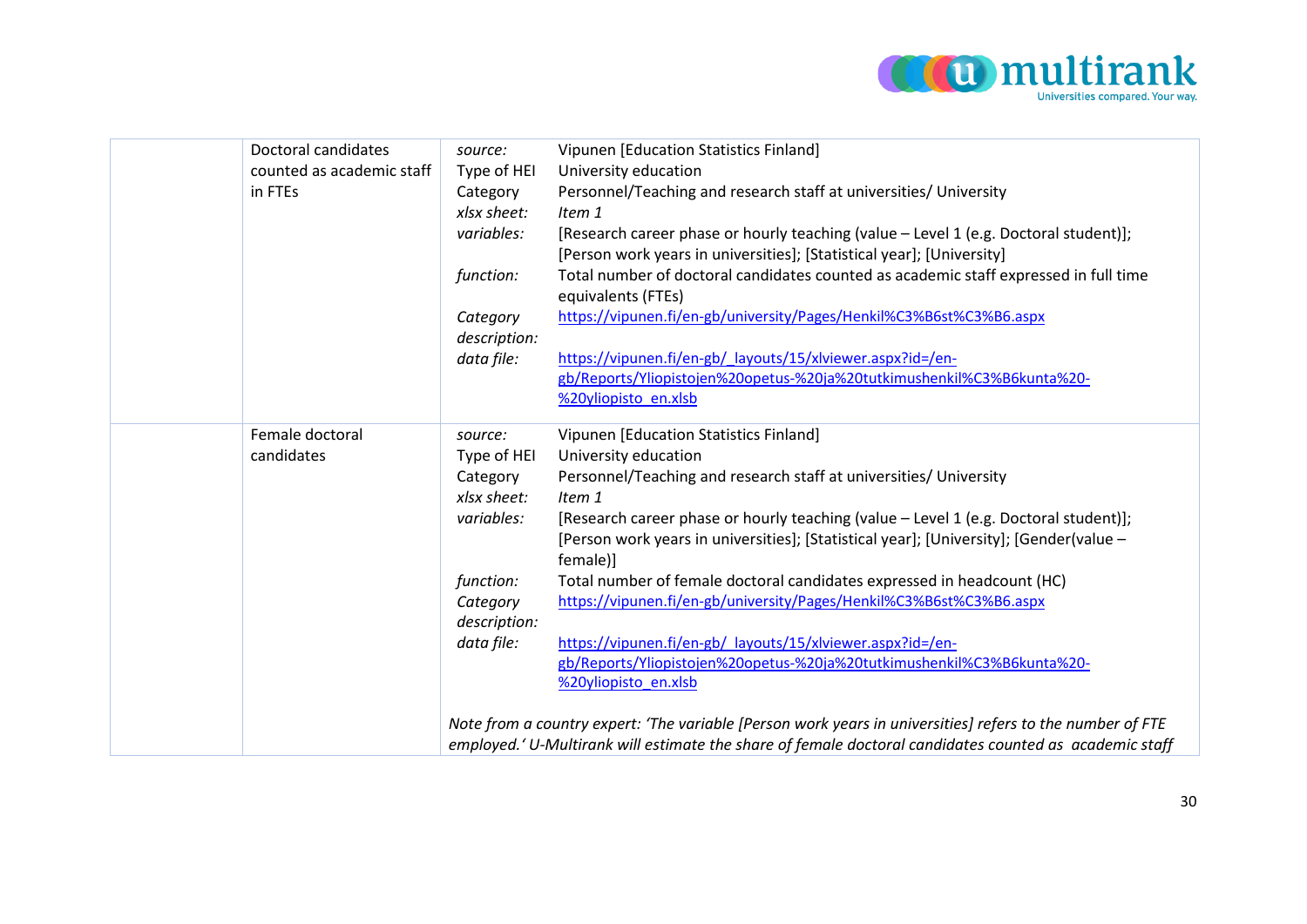| | | | |
|---|---|---|---|
| | Doctoral candidates counted as academic staff in FTEs | *source:*<br>Type of HEI<br>Category<br>*xlsx sheet:*<br>*variables:*<br><br>*function:*<br><br>*Category description:*<br>*data file:* | Vipunen [Education Statistics Finland]<br>University education<br>Personnel/Teaching and research staff at universities/ University<br>*Item 1*<br>[Research career phase or hourly teaching (value – Level 1 (e.g. Doctoral student)]; [Person work years in universities]; [Statistical year]; [University]<br>Total number of doctoral candidates counted as academic staff expressed in full time equivalents (FTEs)<br>https://vipunen.fi/en-gb/university/Pages/Henkil%C3%B6st%C3%B6.aspx<br><br>https://vipunen.fi/en-gb/_layouts/15/xlviewer.aspx?id=/en-gb/Reports/Yliopistojen%20opetus-%20ja%20tutkimushenkil%C3%B6kunta%20-%20yliopisto_en.xlsb |
| | Female doctoral candidates | *source:*<br>Type of HEI<br>Category<br>*xlsx sheet:*<br>*variables:*<br><br><br>*function:*<br>*Category description:*<br>*data file:*<br><br>*Note from a country expert: 'The variable [Person work years in universities] refers to the number of FTE employed.' U-Multirank will estimate the share of female doctoral candidates counted as academic staff* | Vipunen [Education Statistics Finland]<br>University education<br>Personnel/Teaching and research staff at universities/ University<br>*Item 1*<br>[Research career phase or hourly teaching (value – Level 1 (e.g. Doctoral student)]; [Person work years in universities]; [Statistical year]; [University]; [Gender(value – female)]<br>Total number of female doctoral candidates expressed in headcount (HC)<br>https://vipunen.fi/en-gb/university/Pages/Henkil%C3%B6st%C3%B6.aspx<br><br>https://vipunen.fi/en-gb/_layouts/15/xlviewer.aspx?id=/en-gb/Reports/Yliopistojen%20opetus-%20ja%20tutkimushenkil%C3%B6kunta%20-%20yliopisto_en.xlsb |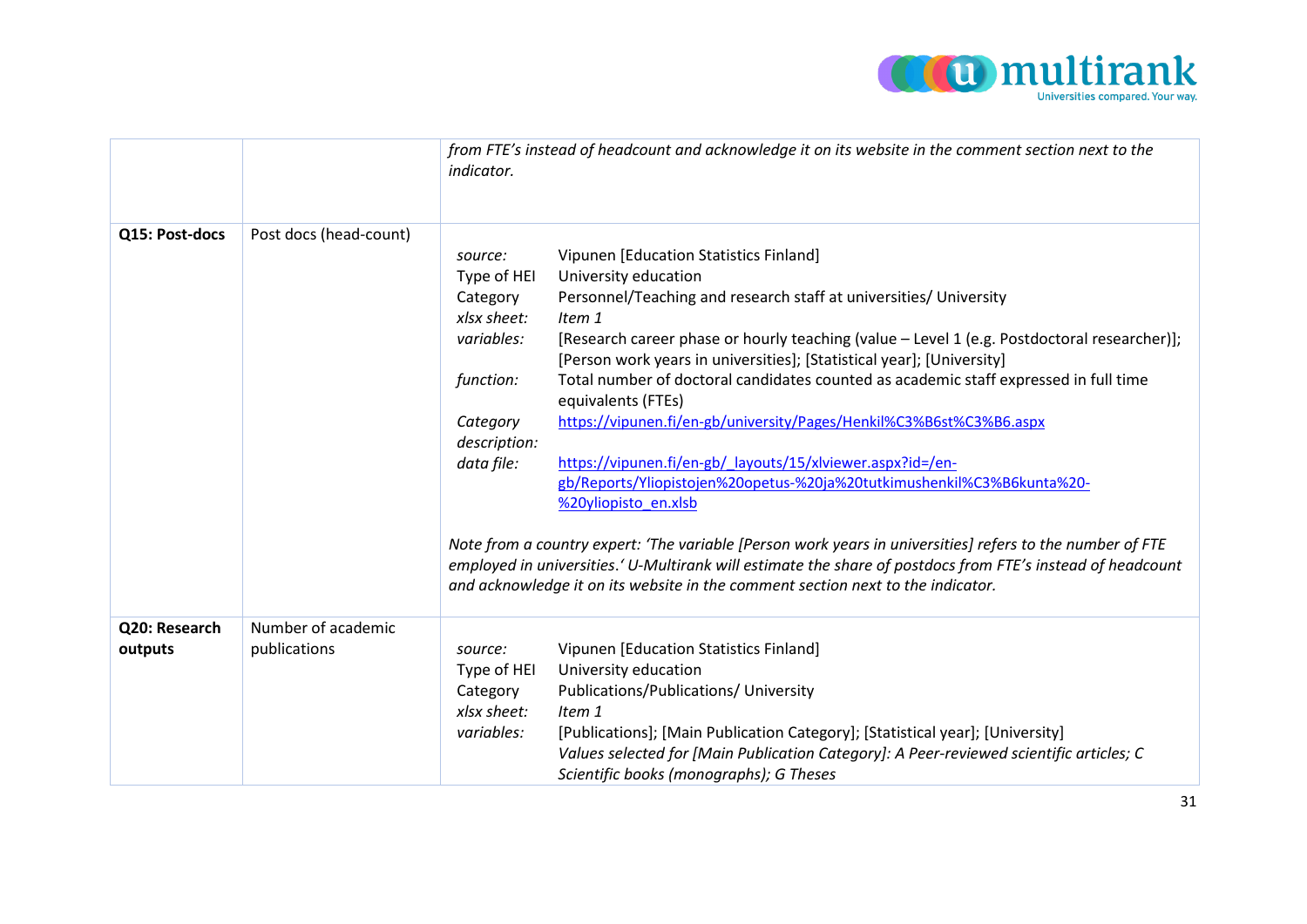|  |  |  |
|---|---|---|
|  |  | *from FTE's instead of headcount and acknowledge it on its website in the comment section next to the indicator.* |
| **Q15: Post-docs** | Post docs (head-count) | *source:* Vipunen [Education Statistics Finland]<br>Type of HEI: University education<br>Category: Personnel/Teaching and research staff at universities/ University<br>*xlsx sheet:* *Item 1*<br>*variables:* [Research career phase or hourly teaching (value – Level 1 (e.g. Postdoctoral researcher)]; [Person work years in universities]; [Statistical year]; [University]<br>*function:* Total number of doctoral candidates counted as academic staff expressed in full time equivalents (FTEs)<br>*Category description:* https://vipunen.fi/en-gb/university/Pages/Henkil%C3%B6st%C3%B6.aspx<br>*data file:* https://vipunen.fi/en-gb/_layouts/15/xlviewer.aspx?id=/en-gb/Reports/Yliopistojen%20opetus-%20ja%20tutkimushenkil%C3%B6kunta%20-%20yliopisto_en.xlsb<br><br>*Note from a country expert: 'The variable [Person work years in universities] refers to the number of FTE employed in universities.' U-Multirank will estimate the share of postdocs from FTE's instead of headcount and acknowledge it on its website in the comment section next to the indicator.* |
| **Q20: Research outputs** | Number of academic publications | *source:* Vipunen [Education Statistics Finland]<br>Type of HEI: University education<br>Category: Publications/Publications/ University<br>*xlsx sheet:* *Item 1*<br>*variables:* [Publications]; [Main Publication Category]; [Statistical year]; [University]<br>*Values selected for [Main Publication Category]: A Peer-reviewed scientific articles; C Scientific books (monographs); G Theses* |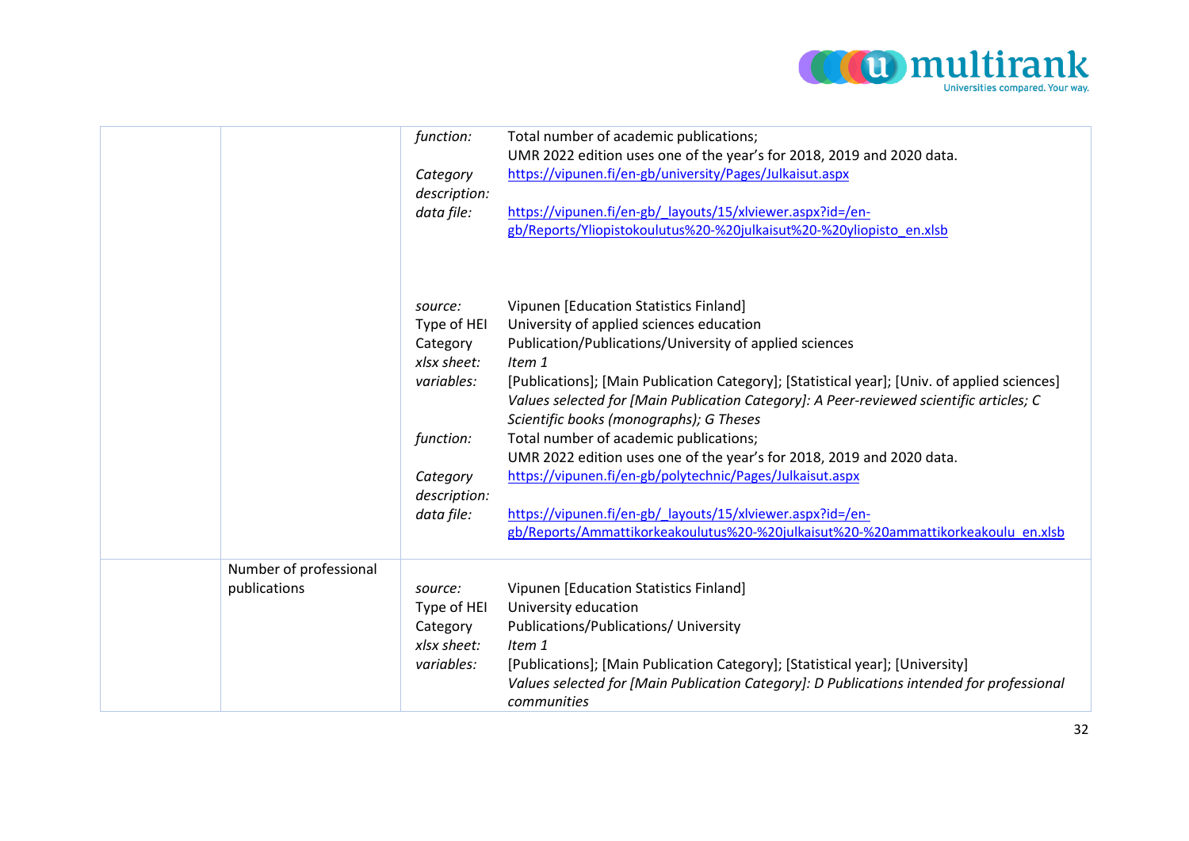| | | | |
|---|---|---|---|
| | | *function:*<br><br>*Category description:*<br>*data file:* | Total number of academic publications;<br>UMR 2022 edition uses one of the year's for 2018, 2019 and 2020 data.<br>https://vipunen.fi/en-gb/university/Pages/Julkaisut.aspx<br><br>https://vipunen.fi/en-gb/_layouts/15/xlviewer.aspx?id=/en-gb/Reports/Yliopistokoulutus%20-%20julkaisut%20-%20yliopisto_en.xlsb |
| | | *source:*<br>Type of HEI<br>Category<br>*xlsx sheet:*<br>*variables:*<br><br><br>*function:*<br><br>*Category description:*<br>*data file:* | Vipunen [Education Statistics Finland]<br>University of applied sciences education<br>Publication/Publications/University of applied sciences<br>*Item 1*<br>[Publications]; [Main Publication Category]; [Statistical year]; [Univ. of applied sciences]<br>*Values selected for [Main Publication Category]: A Peer-reviewed scientific articles; C Scientific books (monographs); G Theses*<br>Total number of academic publications;<br>UMR 2022 edition uses one of the year's for 2018, 2019 and 2020 data.<br>https://vipunen.fi/en-gb/polytechnic/Pages/Julkaisut.aspx<br><br>https://vipunen.fi/en-gb/_layouts/15/xlviewer.aspx?id=/en-gb/Reports/Ammattikorkeakoulutus%20-%20julkaisut%20-%20ammattikorkeakoulu_en.xlsb |
| | Number of professional publications | *source:*<br>Type of HEI<br>Category<br>*xlsx sheet:*<br>*variables:* | Vipunen [Education Statistics Finland]<br>University education<br>Publications/Publications/ University<br>*Item 1*<br>[Publications]; [Main Publication Category]; [Statistical year]; [University]<br>*Values selected for [Main Publication Category]: D Publications intended for professional communities* |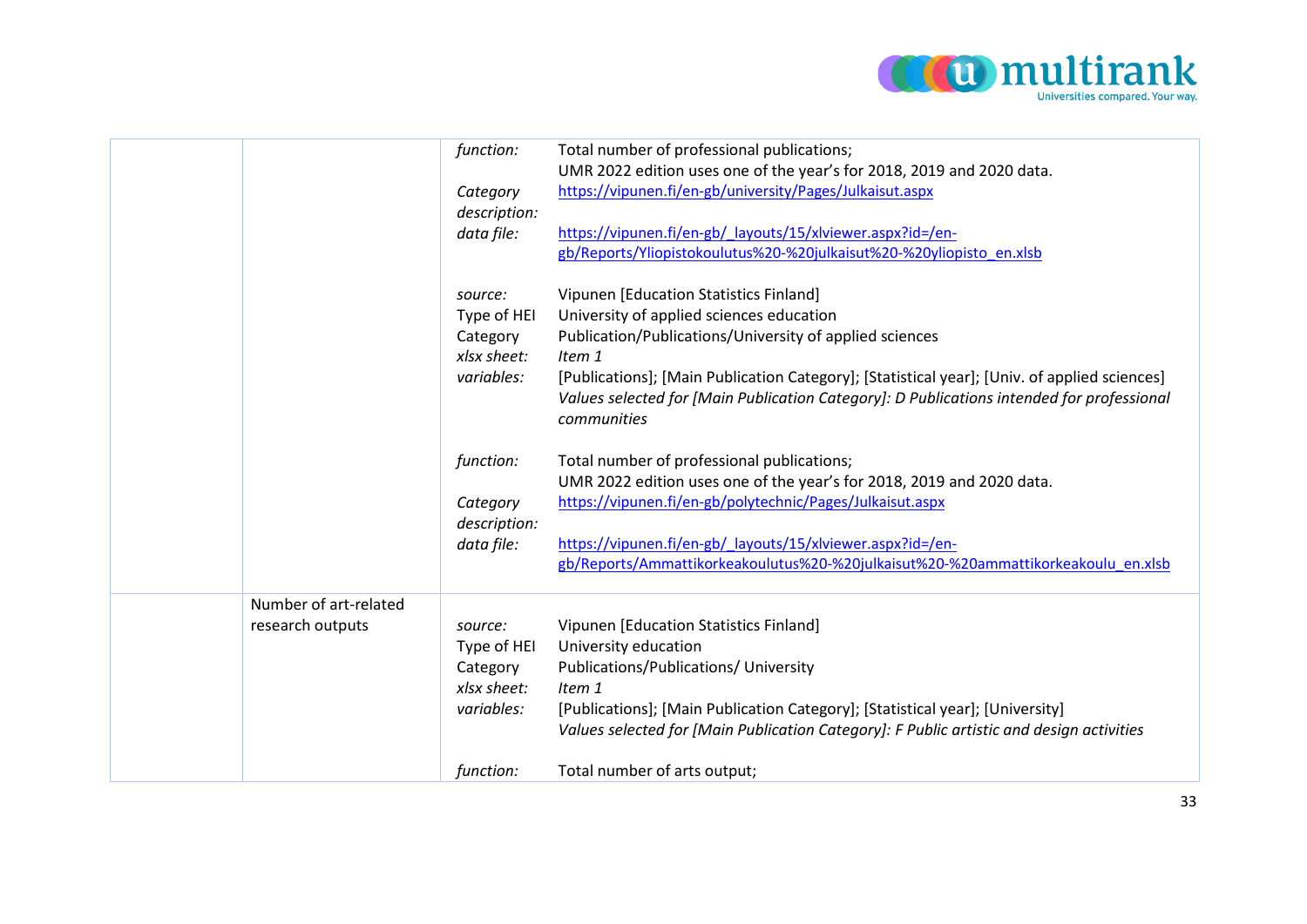| | | | |
|---|---|---|---|
| | | *function:* | Total number of professional publications;<br>UMR 2022 edition uses one of the year's for 2018, 2019 and 2020 data. |
| | | *Category description:* | https://vipunen.fi/en-gb/university/Pages/Julkaisut.aspx |
| | | *data file:* | https://vipunen.fi/en-gb/_layouts/15/xlviewer.aspx?id=/en-gb/Reports/Yliopistokoulutus%20-%20julkaisut%20-%20yliopisto_en.xlsb |
| | | *source:* | Vipunen [Education Statistics Finland] |
| | | Type of HEI | University of applied sciences education |
| | | Category | Publication/Publications/University of applied sciences |
| | | *xlsx sheet:* | *Item 1* |
| | | *variables:* | [Publications]; [Main Publication Category]; [Statistical year]; [Univ. of applied sciences]<br>*Values selected for [Main Publication Category]: D Publications intended for professional communities* |
| | | *function:* | Total number of professional publications;<br>UMR 2022 edition uses one of the year's for 2018, 2019 and 2020 data. |
| | | *Category description:* | https://vipunen.fi/en-gb/polytechnic/Pages/Julkaisut.aspx |
| | | *data file:* | https://vipunen.fi/en-gb/_layouts/15/xlviewer.aspx?id=/en-gb/Reports/Ammattikorkeakoulutus%20-%20julkaisut%20-%20ammattikorkeakoulu_en.xlsb |
| | Number of art-related research outputs | *source:* | Vipunen [Education Statistics Finland] |
| | | Type of HEI | University education |
| | | Category | Publications/Publications/ University |
| | | *xlsx sheet:* | *Item 1* |
| | | *variables:* | [Publications]; [Main Publication Category]; [Statistical year]; [University]<br>*Values selected for [Main Publication Category]: F Public artistic and design activities* |
| | | *function:* | Total number of arts output; |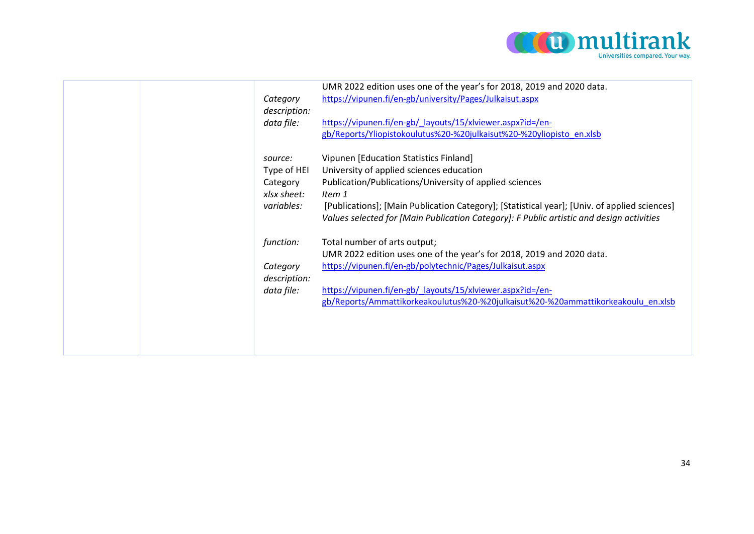| | | | |
|---|---|---|---|
| | | | UMR 2022 edition uses one of the year's for 2018, 2019 and 2020 data. |
| | | *Category description:* | https://vipunen.fi/en-gb/university/Pages/Julkaisut.aspx |
| | | *data file:* | https://vipunen.fi/en-gb/_layouts/15/xlviewer.aspx?id=/en-gb/Reports/Yliopistokoulutus%20-%20julkaisut%20-%20yliopisto_en.xlsb |
| | | *source:* | Vipunen [Education Statistics Finland] |
| | | Type of HEI | University of applied sciences education |
| | | Category | Publication/Publications/University of applied sciences |
| | | *xlsx sheet:* | *Item 1* |
| | | *variables:* | [Publications]; [Main Publication Category]; [Statistical year]; [Univ. of applied sciences]<br>*Values selected for [Main Publication Category]: F Public artistic and design activities* |
| | | *function:* | Total number of arts output;<br>UMR 2022 edition uses one of the year's for 2018, 2019 and 2020 data. |
| | | *Category description:* | https://vipunen.fi/en-gb/polytechnic/Pages/Julkaisut.aspx |
| | | *data file:* | https://vipunen.fi/en-gb/_layouts/15/xlviewer.aspx?id=/en-gb/Reports/Ammattikorkeakoulutus%20-%20julkaisut%20-%20ammattikorkeakoulu_en.xlsb |